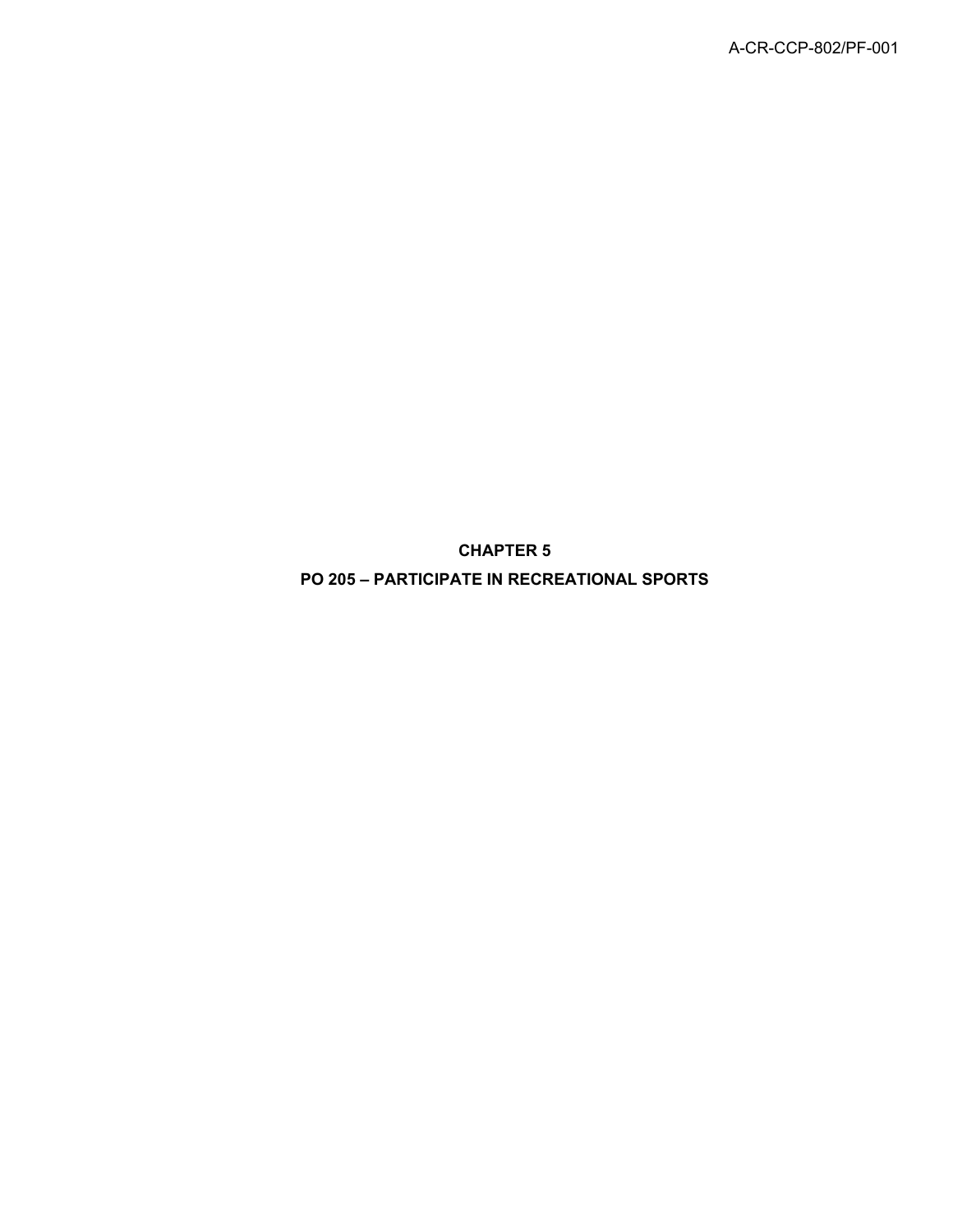# CHAPTER 5

# PO 205 – PARTICIPATE IN RECREATIONAL SPORTS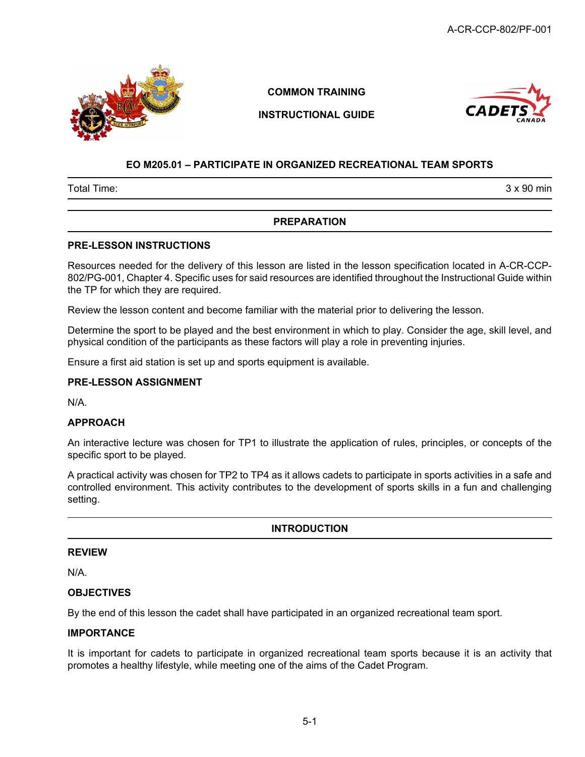COMMON TRAINING

INSTRUCTIONAL GUIDE

## EO M205.01 – PARTICIPATE IN ORGANIZED RECREATIONAL TEAM SPORTS

| Total Time: | 3 x 90 min |
|---|---|

## PREPARATION

### PRE-LESSON INSTRUCTIONS

Resources needed for the delivery of this lesson are listed in the lesson specification located in A-CR-CCP-802/PG-001, Chapter 4. Specific uses for said resources are identified throughout the Instructional Guide within the TP for which they are required.

Review the lesson content and become familiar with the material prior to delivering the lesson.

Determine the sport to be played and the best environment in which to play. Consider the age, skill level, and physical condition of the participants as these factors will play a role in preventing injuries.

Ensure a first aid station is set up and sports equipment is available.

### PRE-LESSON ASSIGNMENT

N/A.

### APPROACH

An interactive lecture was chosen for TP1 to illustrate the application of rules, principles, or concepts of the specific sport to be played.

A practical activity was chosen for TP2 to TP4 as it allows cadets to participate in sports activities in a safe and controlled environment. This activity contributes to the development of sports skills in a fun and challenging setting.

## INTRODUCTION

### REVIEW

N/A.

### OBJECTIVES

By the end of this lesson the cadet shall have participated in an organized recreational team sport.

### IMPORTANCE

It is important for cadets to participate in organized recreational team sports because it is an activity that promotes a healthy lifestyle, while meeting one of the aims of the Cadet Program.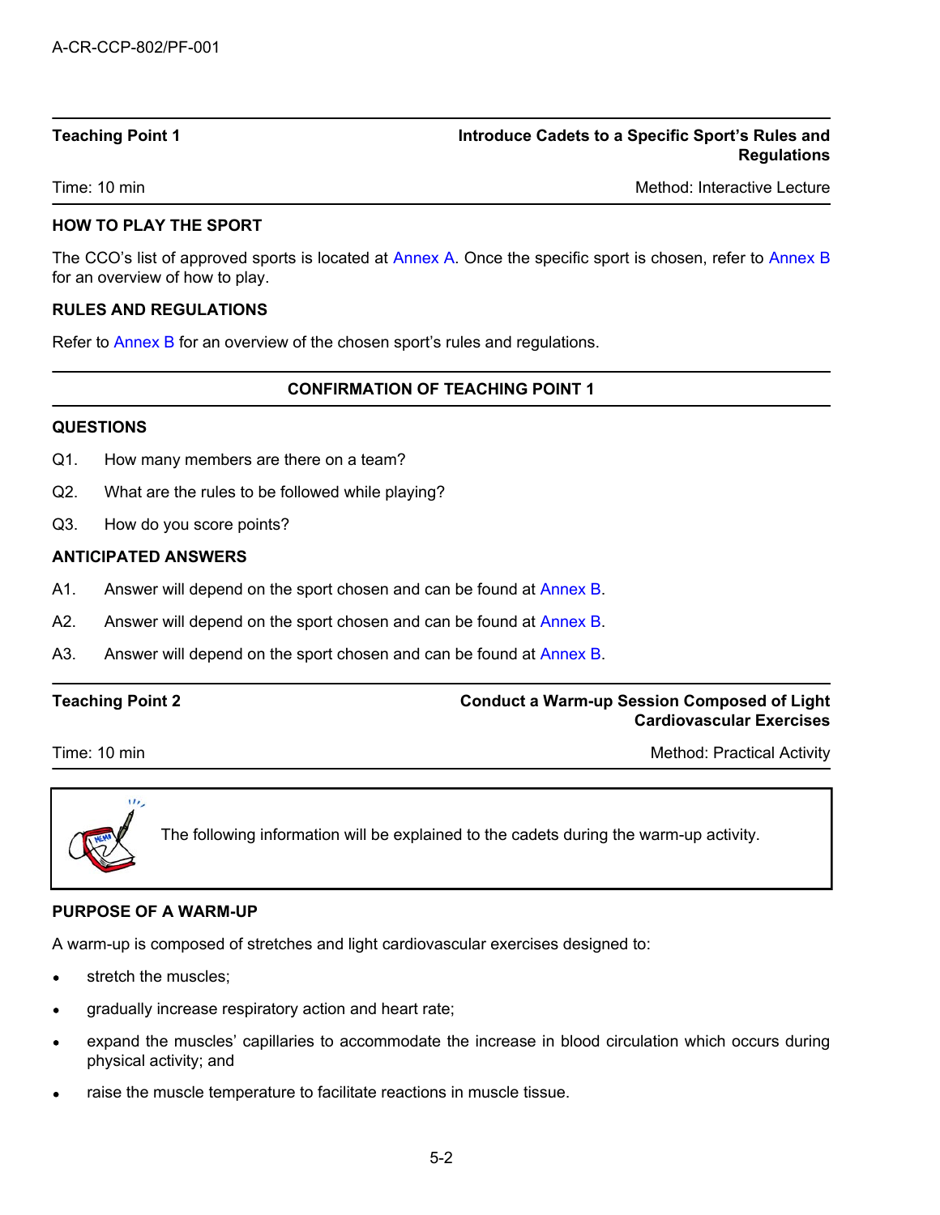| Teaching Point 1 | Introduce Cadets to a Specific Sport's Rules and Regulations |
|---|---|
| Time: 10 min | Method: Interactive Lecture |

**HOW TO PLAY THE SPORT**

The CCO's list of approved sports is located at Annex A. Once the specific sport is chosen, refer to Annex B for an overview of how to play.

**RULES AND REGULATIONS**

Refer to Annex B for an overview of the chosen sport's rules and regulations.

**CONFIRMATION OF TEACHING POINT 1**

**QUESTIONS**

Q1. How many members are there on a team?

Q2. What are the rules to be followed while playing?

Q3. How do you score points?

**ANTICIPATED ANSWERS**

A1. Answer will depend on the sport chosen and can be found at Annex B.

A2. Answer will depend on the sport chosen and can be found at Annex B.

A3. Answer will depend on the sport chosen and can be found at Annex B.

| Teaching Point 2 | Conduct a Warm-up Session Composed of Light Cardiovascular Exercises |
|---|---|
| Time: 10 min | Method: Practical Activity |

The following information will be explained to the cadets during the warm-up activity.

**PURPOSE OF A WARM-UP**

A warm-up is composed of stretches and light cardiovascular exercises designed to:

- stretch the muscles;
- gradually increase respiratory action and heart rate;
- expand the muscles' capillaries to accommodate the increase in blood circulation which occurs during physical activity; and
- raise the muscle temperature to facilitate reactions in muscle tissue.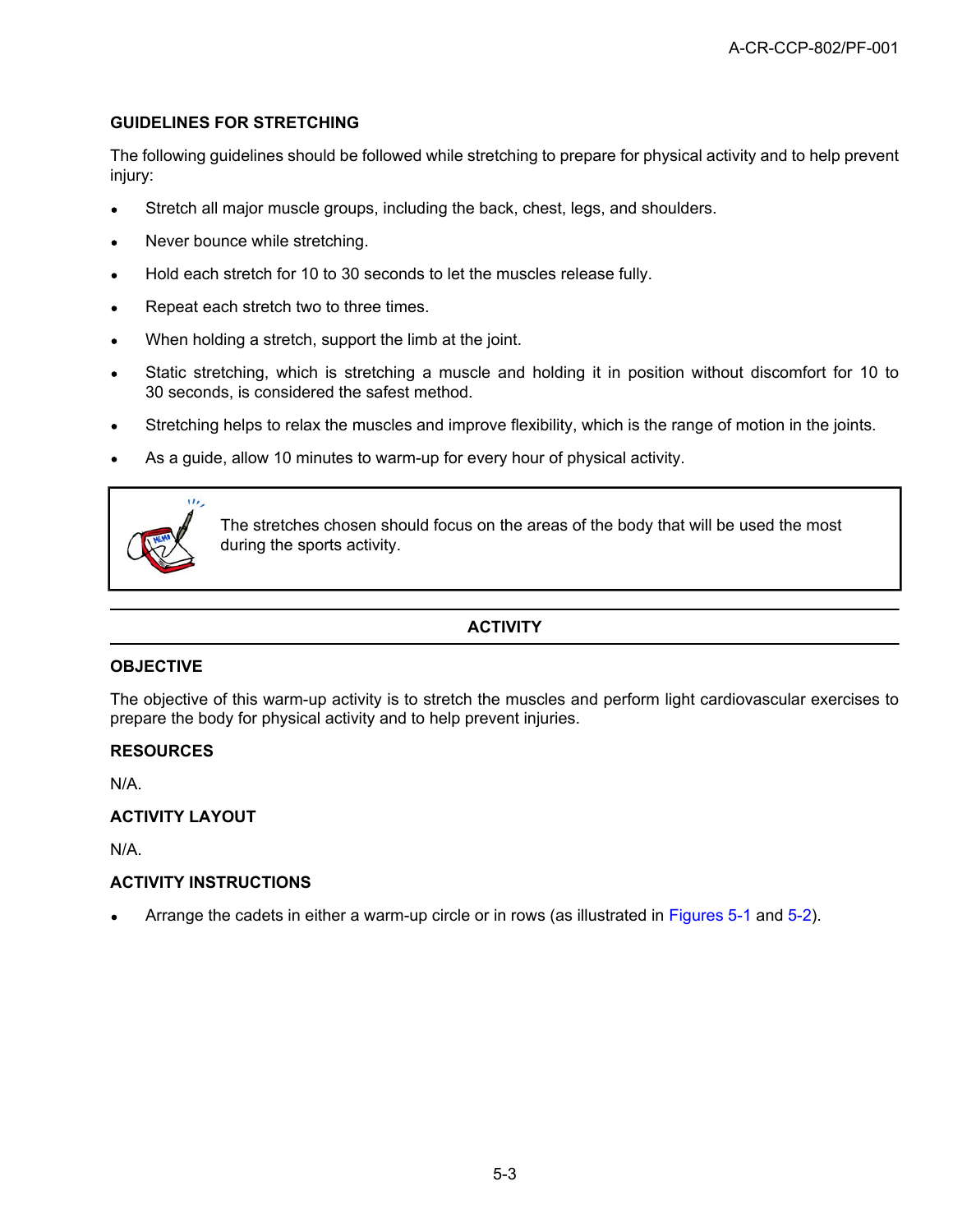## GUIDELINES FOR STRETCHING

The following guidelines should be followed while stretching to prepare for physical activity and to help prevent injury:

- Stretch all major muscle groups, including the back, chest, legs, and shoulders.
- Never bounce while stretching.
- Hold each stretch for 10 to 30 seconds to let the muscles release fully.
- Repeat each stretch two to three times.
- When holding a stretch, support the limb at the joint.
- Static stretching, which is stretching a muscle and holding it in position without discomfort for 10 to 30 seconds, is considered the safest method.
- Stretching helps to relax the muscles and improve flexibility, which is the range of motion in the joints.
- As a guide, allow 10 minutes to warm-up for every hour of physical activity.

> The stretches chosen should focus on the areas of the body that will be used the most during the sports activity.

---

## ACTIVITY

---

### OBJECTIVE

The objective of this warm-up activity is to stretch the muscles and perform light cardiovascular exercises to prepare the body for physical activity and to help prevent injuries.

### RESOURCES

N/A.

### ACTIVITY LAYOUT

N/A.

### ACTIVITY INSTRUCTIONS

- Arrange the cadets in either a warm-up circle or in rows (as illustrated in Figures 5-1 and 5-2).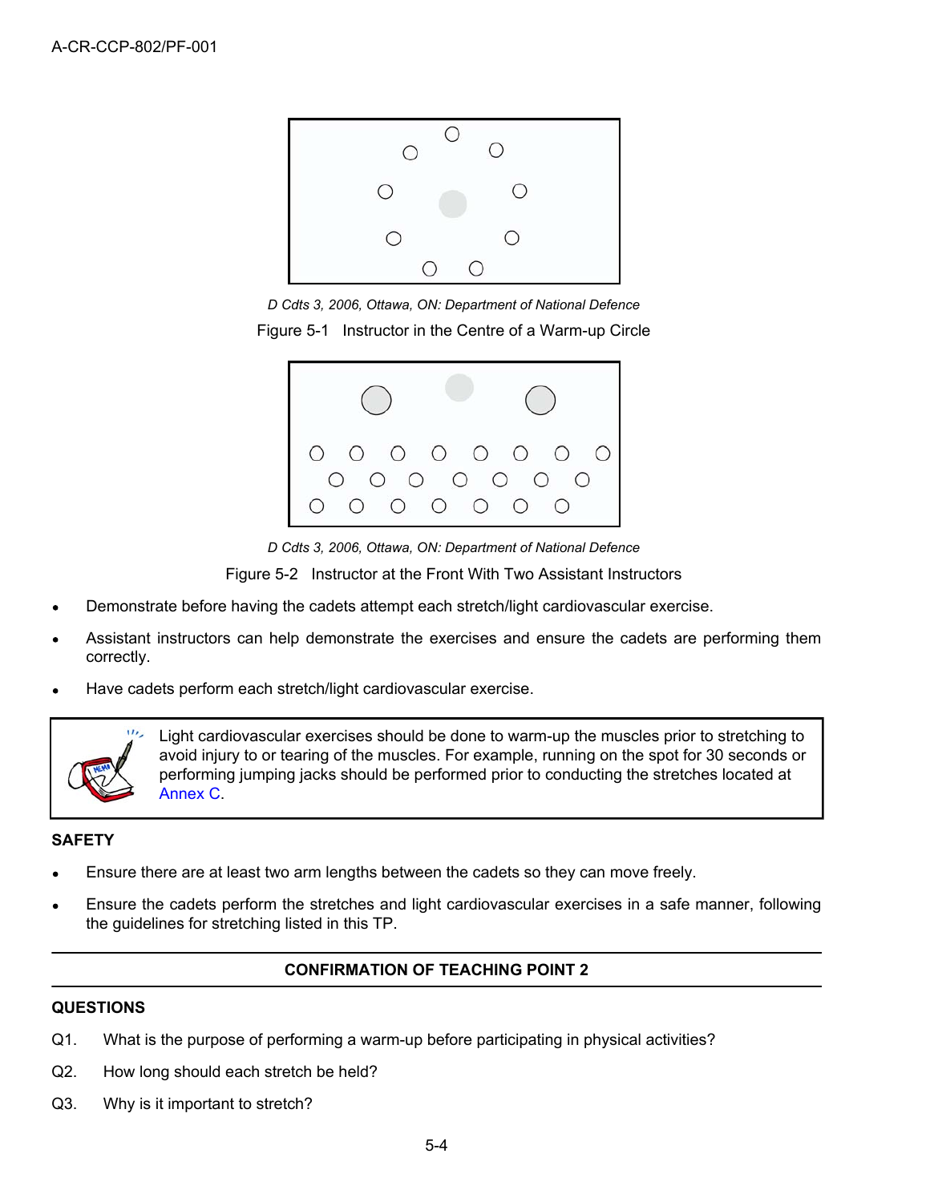D Cdts 3, 2006, Ottawa, ON: Department of National Defence

Figure 5-1 Instructor in the Centre of a Warm-up Circle

D Cdts 3, 2006, Ottawa, ON: Department of National Defence

Figure 5-2 Instructor at the Front With Two Assistant Instructors

- Demonstrate before having the cadets attempt each stretch/light cardiovascular exercise.
- Assistant instructors can help demonstrate the exercises and ensure the cadets are performing them correctly.
- Have cadets perform each stretch/light cardiovascular exercise.

> Light cardiovascular exercises should be done to warm-up the muscles prior to stretching to avoid injury to or tearing of the muscles. For example, running on the spot for 30 seconds or performing jumping jacks should be performed prior to conducting the stretches located at Annex C.

**SAFETY**

- Ensure there are at least two arm lengths between the cadets so they can move freely.
- Ensure the cadets perform the stretches and light cardiovascular exercises in a safe manner, following the guidelines for stretching listed in this TP.

**CONFIRMATION OF TEACHING POINT 2**

**QUESTIONS**

Q1. What is the purpose of performing a warm-up before participating in physical activities?

Q2. How long should each stretch be held?

Q3. Why is it important to stretch?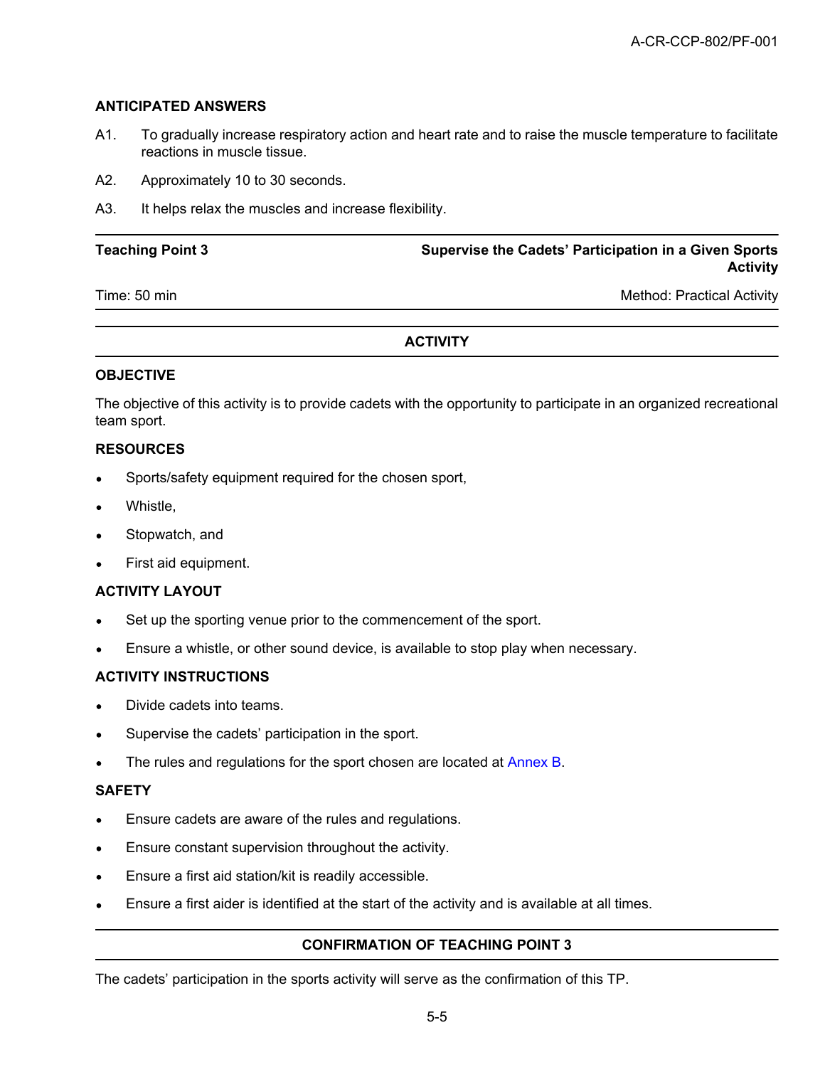**ANTICIPATED ANSWERS**

A1. To gradually increase respiratory action and heart rate and to raise the muscle temperature to facilitate reactions in muscle tissue.

A2. Approximately 10 to 30 seconds.

A3. It helps relax the muscles and increase flexibility.

| Teaching Point 3 | Supervise the Cadets' Participation in a Given Sports Activity |
|---|---|
| Time: 50 min | Method: Practical Activity |

**ACTIVITY**

**OBJECTIVE**

The objective of this activity is to provide cadets with the opportunity to participate in an organized recreational team sport.

**RESOURCES**

- Sports/safety equipment required for the chosen sport,
- Whistle,
- Stopwatch, and
- First aid equipment.

**ACTIVITY LAYOUT**

- Set up the sporting venue prior to the commencement of the sport.
- Ensure a whistle, or other sound device, is available to stop play when necessary.

**ACTIVITY INSTRUCTIONS**

- Divide cadets into teams.
- Supervise the cadets' participation in the sport.
- The rules and regulations for the sport chosen are located at Annex B.

**SAFETY**

- Ensure cadets are aware of the rules and regulations.
- Ensure constant supervision throughout the activity.
- Ensure a first aid station/kit is readily accessible.
- Ensure a first aider is identified at the start of the activity and is available at all times.

**CONFIRMATION OF TEACHING POINT 3**

The cadets' participation in the sports activity will serve as the confirmation of this TP.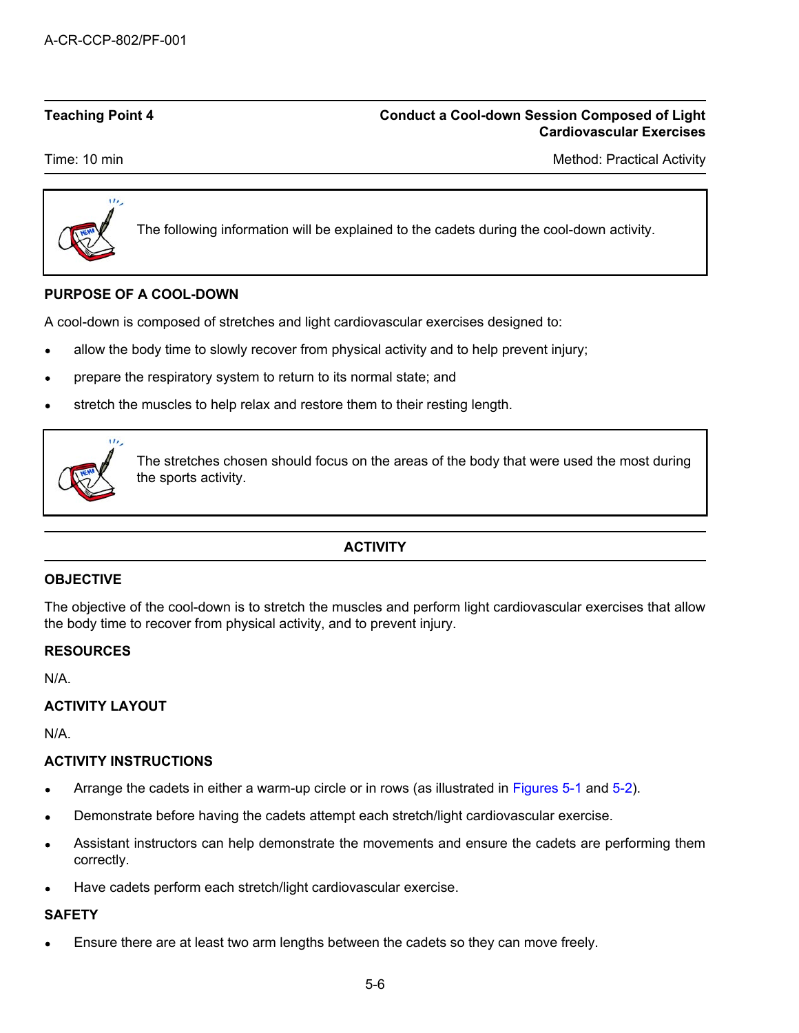**Teaching Point 4** **Conduct a Cool-down Session Composed of Light Cardiovascular Exercises**

Time: 10 min Method: Practical Activity

> The following information will be explained to the cadets during the cool-down activity.

**PURPOSE OF A COOL-DOWN**

A cool-down is composed of stretches and light cardiovascular exercises designed to:

- allow the body time to slowly recover from physical activity and to help prevent injury;
- prepare the respiratory system to return to its normal state; and
- stretch the muscles to help relax and restore them to their resting length.

> The stretches chosen should focus on the areas of the body that were used the most during the sports activity.

## ACTIVITY

**OBJECTIVE**

The objective of the cool-down is to stretch the muscles and perform light cardiovascular exercises that allow the body time to recover from physical activity, and to prevent injury.

**RESOURCES**

N/A.

**ACTIVITY LAYOUT**

N/A.

**ACTIVITY INSTRUCTIONS**

- Arrange the cadets in either a warm-up circle or in rows (as illustrated in Figures 5-1 and 5-2).
- Demonstrate before having the cadets attempt each stretch/light cardiovascular exercise.
- Assistant instructors can help demonstrate the movements and ensure the cadets are performing them correctly.
- Have cadets perform each stretch/light cardiovascular exercise.

**SAFETY**

- Ensure there are at least two arm lengths between the cadets so they can move freely.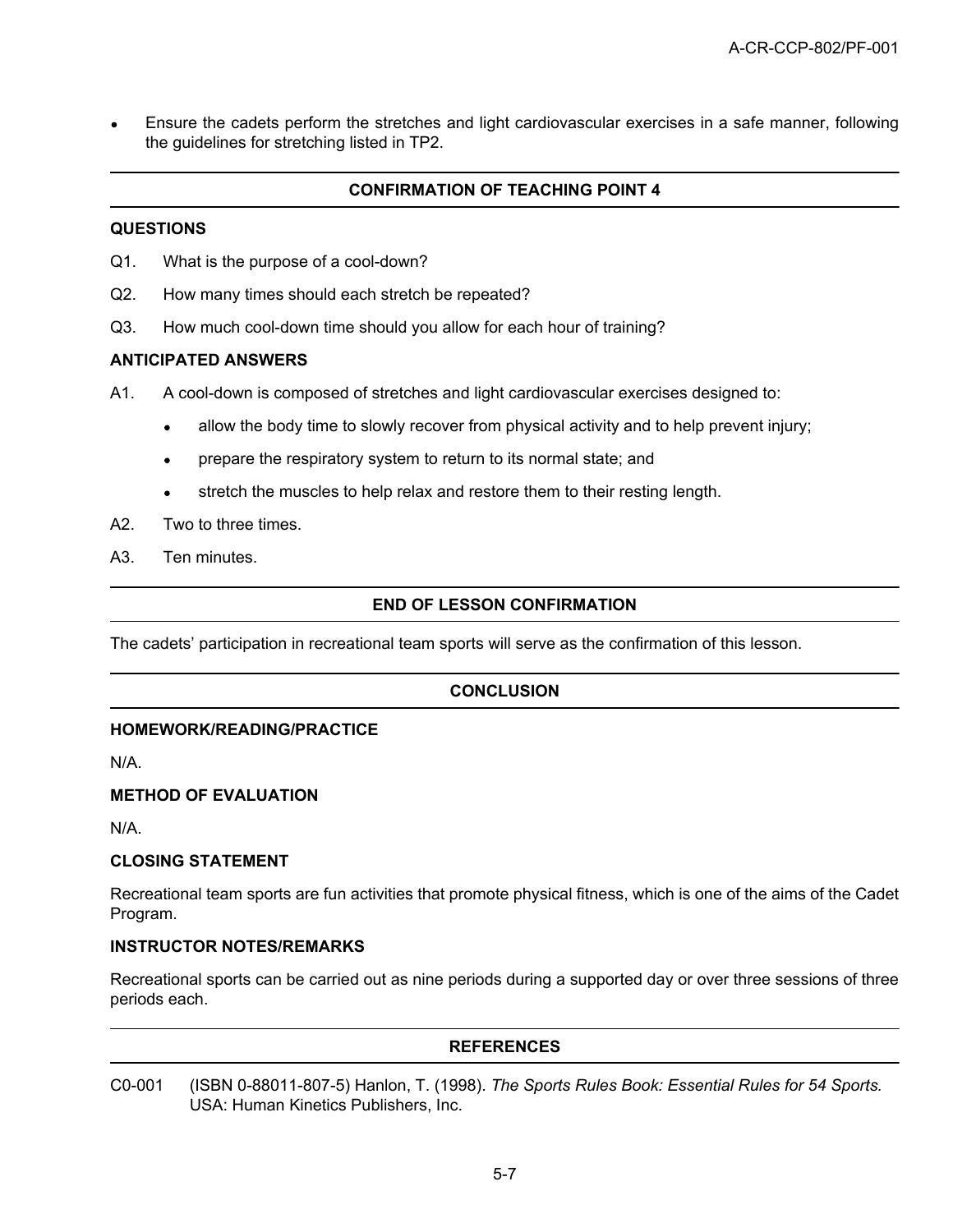- Ensure the cadets perform the stretches and light cardiovascular exercises in a safe manner, following the guidelines for stretching listed in TP2.

## CONFIRMATION OF TEACHING POINT 4

### QUESTIONS

Q1. What is the purpose of a cool-down?

Q2. How many times should each stretch be repeated?

Q3. How much cool-down time should you allow for each hour of training?

### ANTICIPATED ANSWERS

A1. A cool-down is composed of stretches and light cardiovascular exercises designed to:

- allow the body time to slowly recover from physical activity and to help prevent injury;
- prepare the respiratory system to return to its normal state; and
- stretch the muscles to help relax and restore them to their resting length.

A2. Two to three times.

A3. Ten minutes.

## END OF LESSON CONFIRMATION

The cadets' participation in recreational team sports will serve as the confirmation of this lesson.

## CONCLUSION

### HOMEWORK/READING/PRACTICE

N/A.

### METHOD OF EVALUATION

N/A.

### CLOSING STATEMENT

Recreational team sports are fun activities that promote physical fitness, which is one of the aims of the Cadet Program.

### INSTRUCTOR NOTES/REMARKS

Recreational sports can be carried out as nine periods during a supported day or over three sessions of three periods each.

## REFERENCES

C0-001 (ISBN 0-88011-807-5) Hanlon, T. (1998). *The Sports Rules Book: Essential Rules for 54 Sports.* USA: Human Kinetics Publishers, Inc.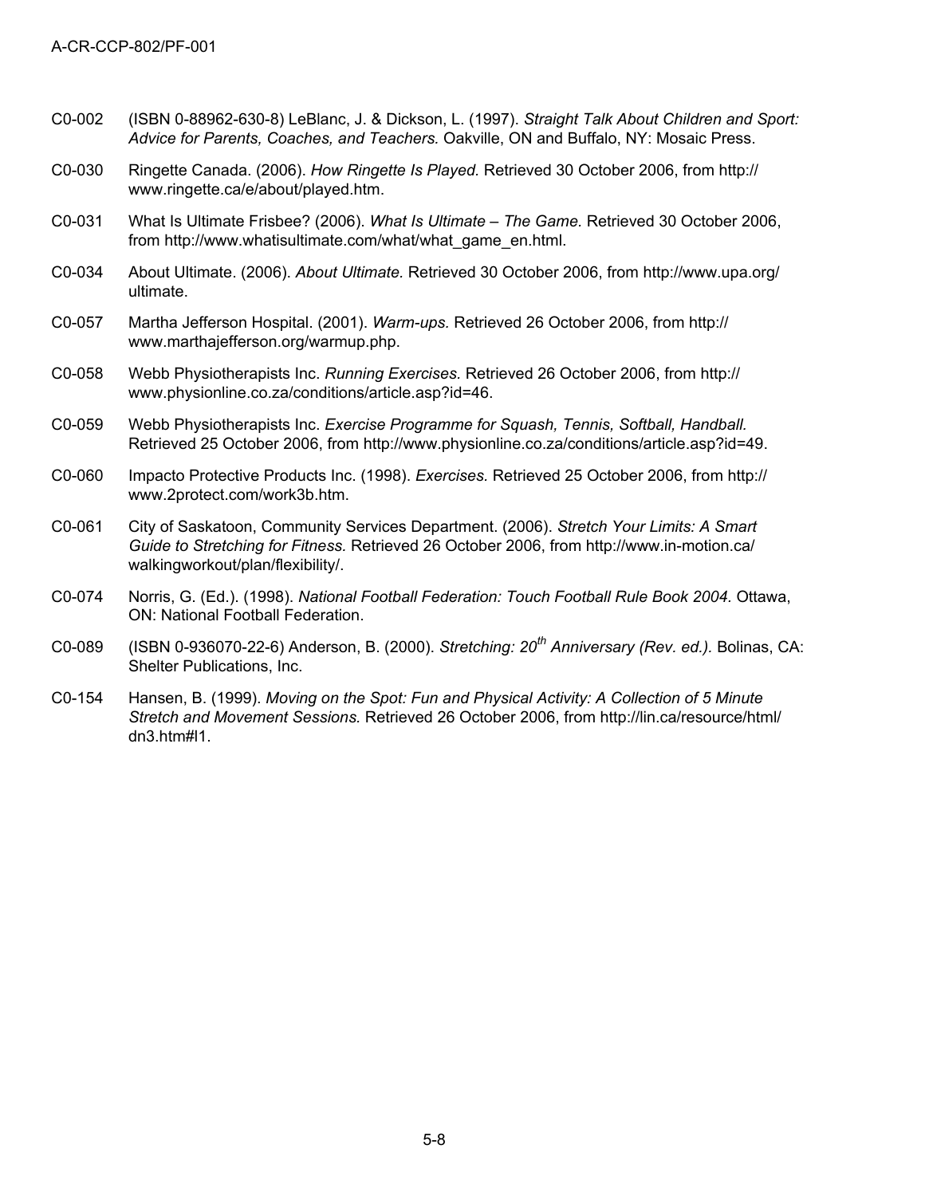C0-002 (ISBN 0-88962-630-8) LeBlanc, J. & Dickson, L. (1997). *Straight Talk About Children and Sport: Advice for Parents, Coaches, and Teachers.* Oakville, ON and Buffalo, NY: Mosaic Press.

C0-030 Ringette Canada. (2006). *How Ringette Is Played.* Retrieved 30 October 2006, from http://www.ringette.ca/e/about/played.htm.

C0-031 What Is Ultimate Frisbee? (2006). *What Is Ultimate – The Game.* Retrieved 30 October 2006, from http://www.whatisultimate.com/what/what_game_en.html.

C0-034 About Ultimate. (2006). *About Ultimate.* Retrieved 30 October 2006, from http://www.upa.org/ultimate.

C0-057 Martha Jefferson Hospital. (2001). *Warm-ups.* Retrieved 26 October 2006, from http://www.marthajefferson.org/warmup.php.

C0-058 Webb Physiotherapists Inc. *Running Exercises.* Retrieved 26 October 2006, from http://www.physionline.co.za/conditions/article.asp?id=46.

C0-059 Webb Physiotherapists Inc. *Exercise Programme for Squash, Tennis, Softball, Handball.* Retrieved 25 October 2006, from http://www.physionline.co.za/conditions/article.asp?id=49.

C0-060 Impacto Protective Products Inc. (1998). *Exercises.* Retrieved 25 October 2006, from http://www.2protect.com/work3b.htm.

C0-061 City of Saskatoon, Community Services Department. (2006). *Stretch Your Limits: A Smart Guide to Stretching for Fitness.* Retrieved 26 October 2006, from http://www.in-motion.ca/walkingworkout/plan/flexibility/.

C0-074 Norris, G. (Ed.). (1998). *National Football Federation: Touch Football Rule Book 2004.* Ottawa, ON: National Football Federation.

C0-089 (ISBN 0-936070-22-6) Anderson, B. (2000). *Stretching: 20th Anniversary (Rev. ed.).* Bolinas, CA: Shelter Publications, Inc.

C0-154 Hansen, B. (1999). *Moving on the Spot: Fun and Physical Activity: A Collection of 5 Minute Stretch and Movement Sessions.* Retrieved 26 October 2006, from http://lin.ca/resource/html/dn3.htm#l1.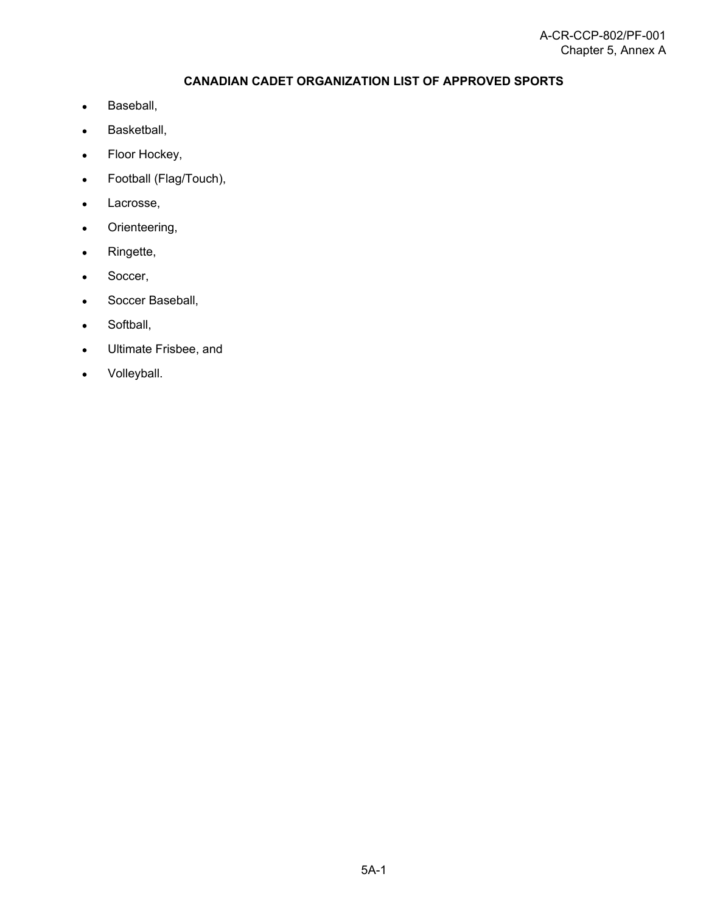# CANADIAN CADET ORGANIZATION LIST OF APPROVED SPORTS

- Baseball,
- Basketball,
- Floor Hockey,
- Football (Flag/Touch),
- Lacrosse,
- Orienteering,
- Ringette,
- Soccer,
- Soccer Baseball,
- Softball,
- Ultimate Frisbee, and
- Volleyball.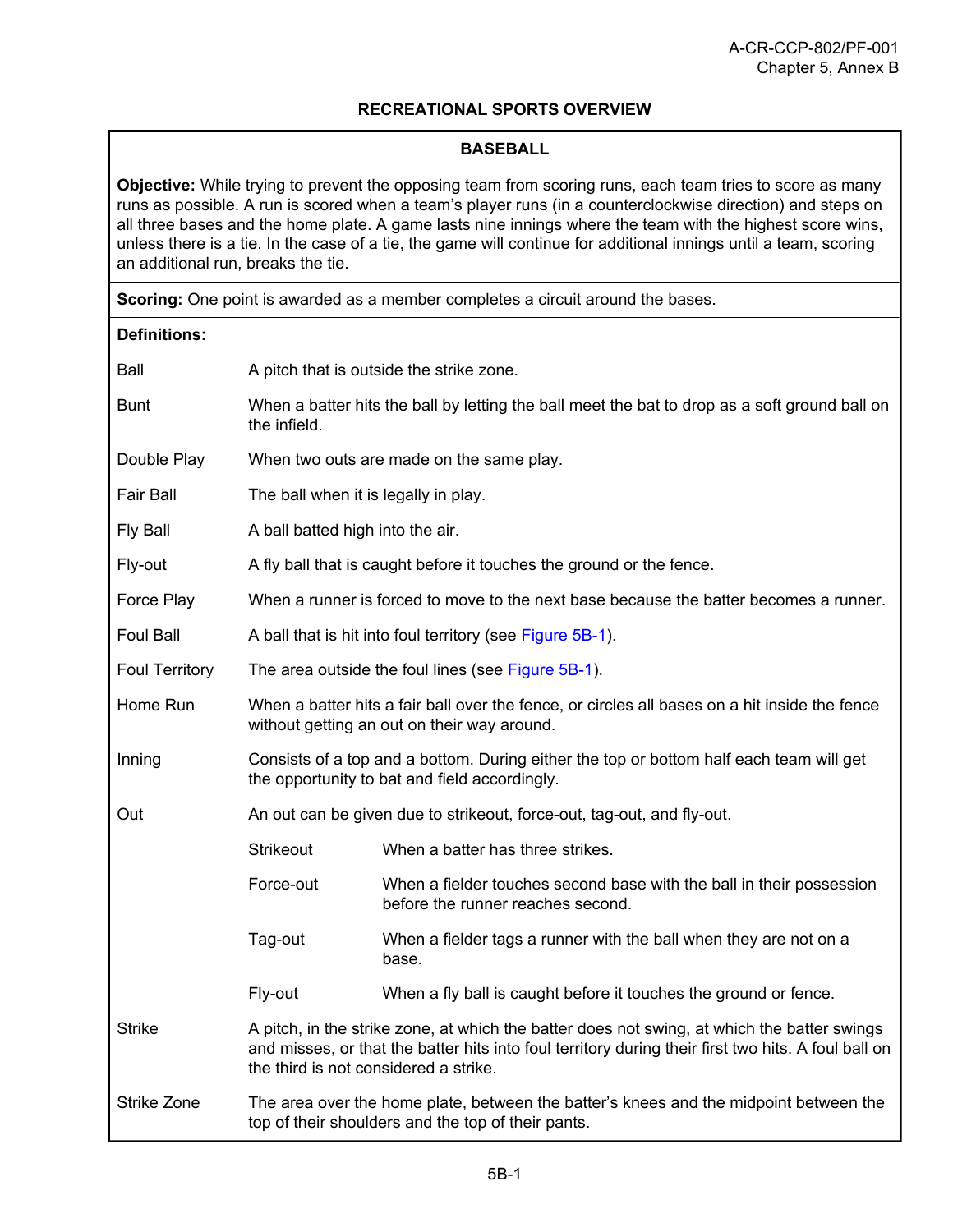## RECREATIONAL SPORTS OVERVIEW

### BASEBALL

**Objective:** While trying to prevent the opposing team from scoring runs, each team tries to score as many runs as possible. A run is scored when a team's player runs (in a counterclockwise direction) and steps on all three bases and the home plate. A game lasts nine innings where the team with the highest score wins, unless there is a tie. In the case of a tie, the game will continue for additional innings until a team, scoring an additional run, breaks the tie.

**Scoring:** One point is awarded as a member completes a circuit around the bases.

**Definitions:**

| Term | Definition | |
|---|---|---|
| Ball | A pitch that is outside the strike zone. | |
| Bunt | When a batter hits the ball by letting the ball meet the bat to drop as a soft ground ball on the infield. | |
| Double Play | When two outs are made on the same play. | |
| Fair Ball | The ball when it is legally in play. | |
| Fly Ball | A ball batted high into the air. | |
| Fly-out | A fly ball that is caught before it touches the ground or the fence. | |
| Force Play | When a runner is forced to move to the next base because the batter becomes a runner. | |
| Foul Ball | A ball that is hit into foul territory (see Figure 5B-1). | |
| Foul Territory | The area outside the foul lines (see Figure 5B-1). | |
| Home Run | When a batter hits a fair ball over the fence, or circles all bases on a hit inside the fence without getting an out on their way around. | |
| Inning | Consists of a top and a bottom. During either the top or bottom half each team will get the opportunity to bat and field accordingly. | |
| Out | An out can be given due to strikeout, force-out, tag-out, and fly-out. | |
| | Strikeout | When a batter has three strikes. |
| | Force-out | When a fielder touches second base with the ball in their possession before the runner reaches second. |
| | Tag-out | When a fielder tags a runner with the ball when they are not on a base. |
| | Fly-out | When a fly ball is caught before it touches the ground or fence. |
| Strike | A pitch, in the strike zone, at which the batter does not swing, at which the batter swings and misses, or that the batter hits into foul territory during their first two hits. A foul ball on the third is not considered a strike. | |
| Strike Zone | The area over the home plate, between the batter's knees and the midpoint between the top of their shoulders and the top of their pants. | |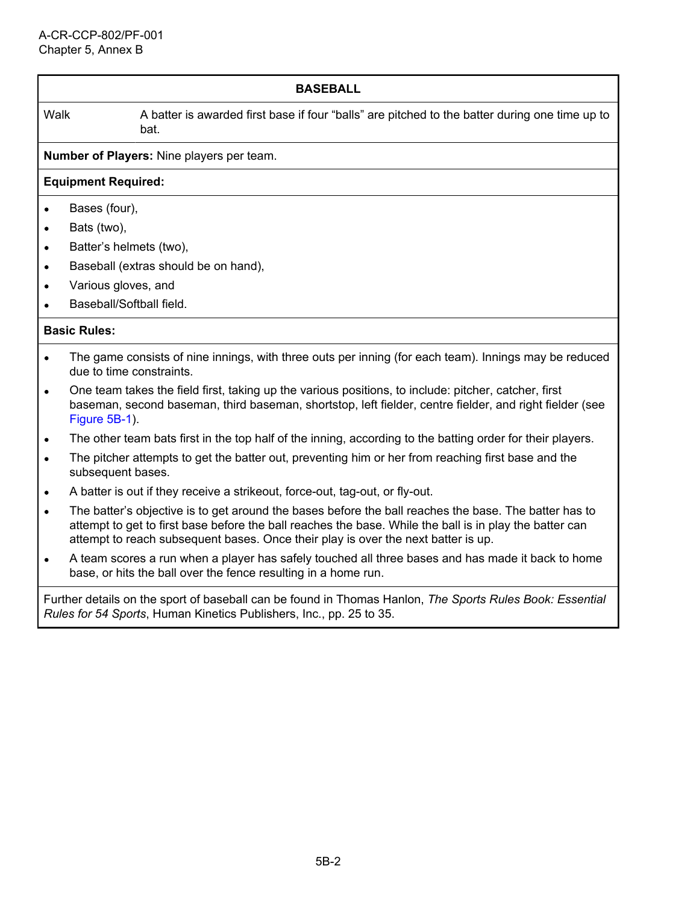## BASEBALL

| | |
|---|---|
| Walk | A batter is awarded first base if four “balls” are pitched to the batter during one time up to bat. |

**Number of Players:** Nine players per team.

**Equipment Required:**

- Bases (four),
- Bats (two),
- Batter’s helmets (two),
- Baseball (extras should be on hand),
- Various gloves, and
- Baseball/Softball field.

**Basic Rules:**

- The game consists of nine innings, with three outs per inning (for each team). Innings may be reduced due to time constraints.
- One team takes the field first, taking up the various positions, to include: pitcher, catcher, first baseman, second baseman, third baseman, shortstop, left fielder, centre fielder, and right fielder (see Figure 5B-1).
- The other team bats first in the top half of the inning, according to the batting order for their players.
- The pitcher attempts to get the batter out, preventing him or her from reaching first base and the subsequent bases.
- A batter is out if they receive a strikeout, force-out, tag-out, or fly-out.
- The batter’s objective is to get around the bases before the ball reaches the base. The batter has to attempt to get to first base before the ball reaches the base. While the ball is in play the batter can attempt to reach subsequent bases. Once their play is over the next batter is up.
- A team scores a run when a player has safely touched all three bases and has made it back to home base, or hits the ball over the fence resulting in a home run.

Further details on the sport of baseball can be found in Thomas Hanlon, *The Sports Rules Book: Essential Rules for 54 Sports*, Human Kinetics Publishers, Inc., pp. 25 to 35.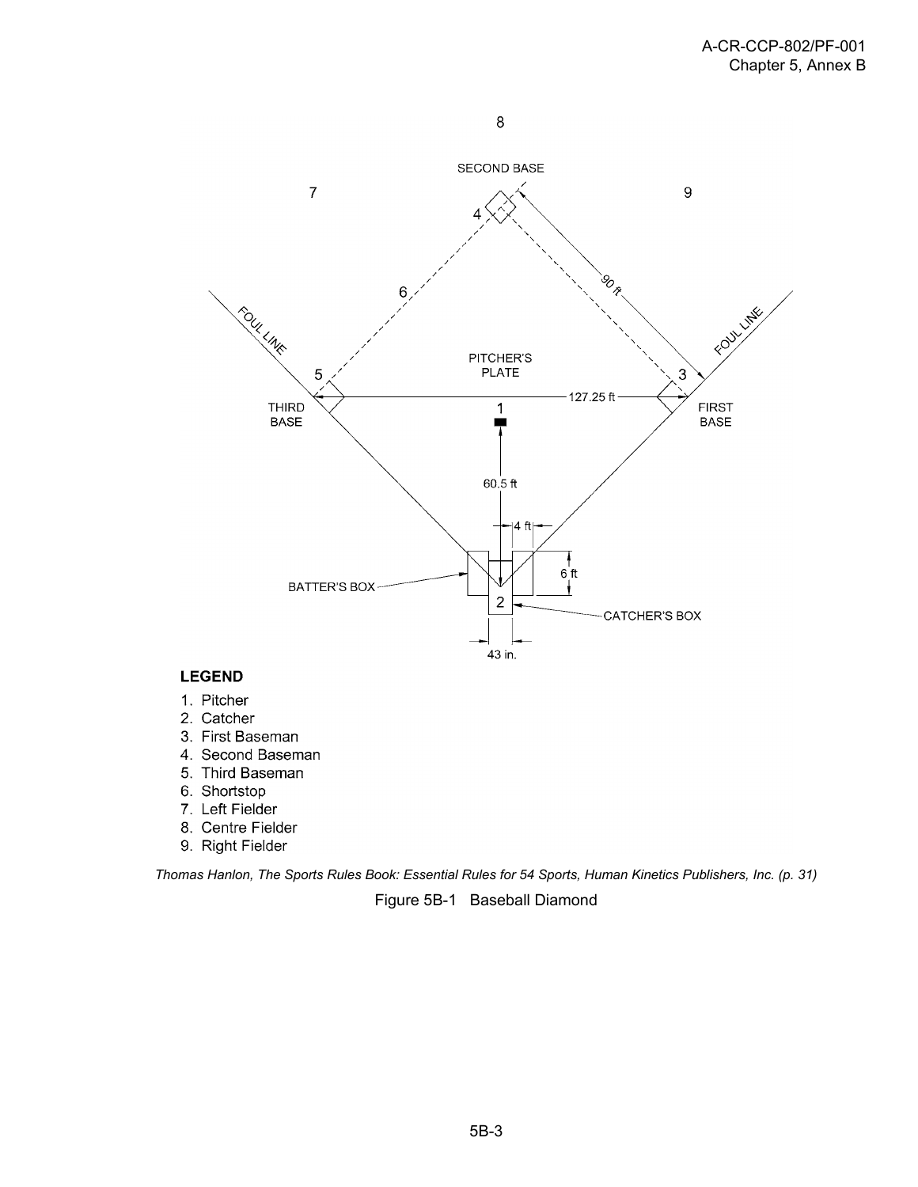8

SECOND BASE

7 9

4

6

90 ft

FOUL LINE FOUL LINE

PITCHER'S PLATE

5 3

THIRD BASE 127.25 ft FIRST BASE

1

60.5 ft

4 ft

6 ft

BATTER'S BOX

2

CATCHER'S BOX

43 in.

**LEGEND**

1. Pitcher
2. Catcher
3. First Baseman
4. Second Baseman
5. Third Baseman
6. Shortstop
7. Left Fielder
8. Centre Fielder
9. Right Fielder

*Thomas Hanlon, The Sports Rules Book: Essential Rules for 54 Sports, Human Kinetics Publishers, Inc. (p. 31)*

Figure 5B-1 Baseball Diamond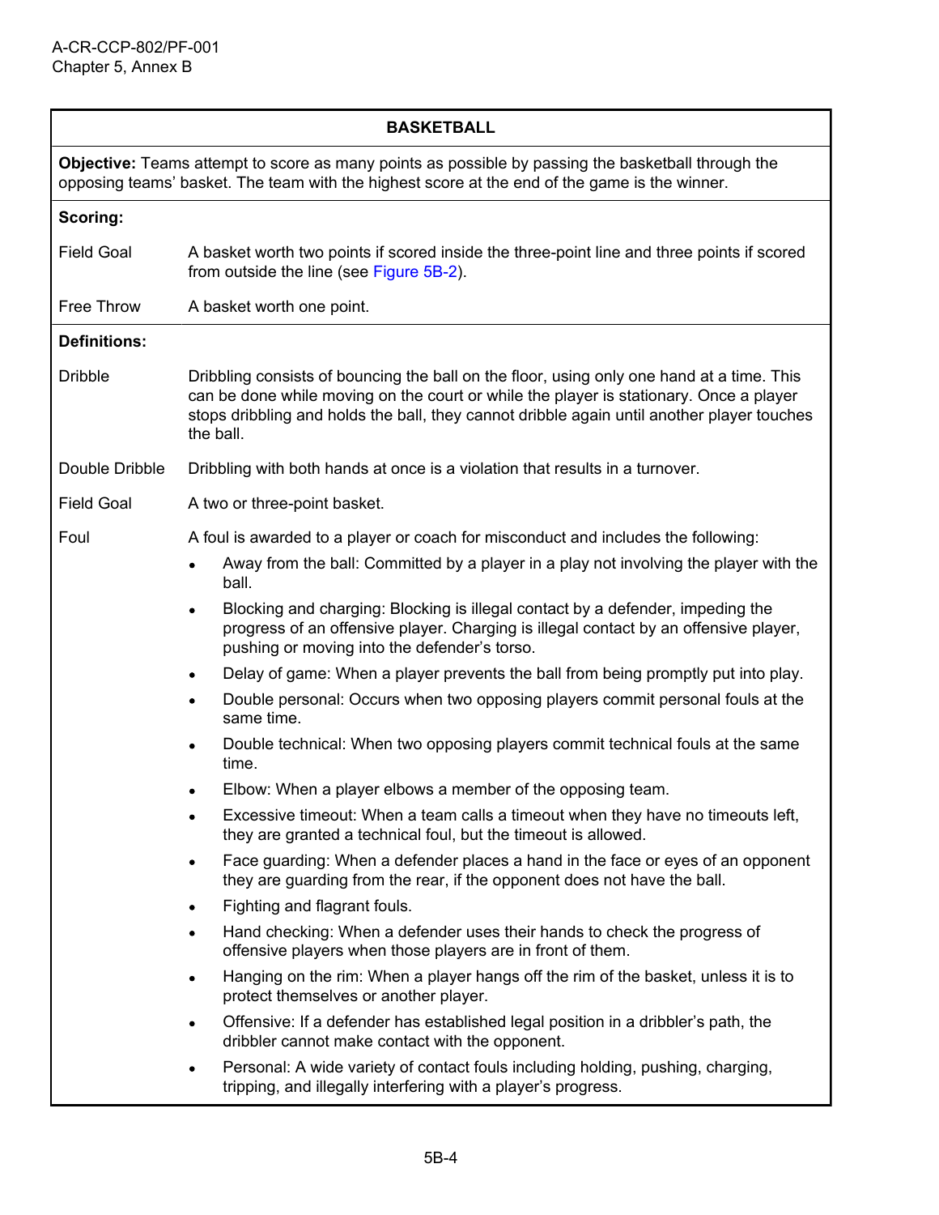## BASKETBALL

**Objective:** Teams attempt to score as many points as possible by passing the basketball through the opposing teams' basket. The team with the highest score at the end of the game is the winner.

**Scoring:**

| | |
|---|---|
| Field Goal | A basket worth two points if scored inside the three-point line and three points if scored from outside the line (see Figure 5B-2). |
| Free Throw | A basket worth one point. |

**Definitions:**

**Dribble** – Dribbling consists of bouncing the ball on the floor, using only one hand at a time. This can be done while moving on the court or while the player is stationary. Once a player stops dribbling and holds the ball, they cannot dribble again until another player touches the ball.

**Double Dribble** – Dribbling with both hands at once is a violation that results in a turnover.

**Field Goal** – A two or three-point basket.

**Foul** – A foul is awarded to a player or coach for misconduct and includes the following:

- Away from the ball: Committed by a player in a play not involving the player with the ball.
- Blocking and charging: Blocking is illegal contact by a defender, impeding the progress of an offensive player. Charging is illegal contact by an offensive player, pushing or moving into the defender's torso.
- Delay of game: When a player prevents the ball from being promptly put into play.
- Double personal: Occurs when two opposing players commit personal fouls at the same time.
- Double technical: When two opposing players commit technical fouls at the same time.
- Elbow: When a player elbows a member of the opposing team.
- Excessive timeout: When a team calls a timeout when they have no timeouts left, they are granted a technical foul, but the timeout is allowed.
- Face guarding: When a defender places a hand in the face or eyes of an opponent they are guarding from the rear, if the opponent does not have the ball.
- Fighting and flagrant fouls.
- Hand checking: When a defender uses their hands to check the progress of offensive players when those players are in front of them.
- Hanging on the rim: When a player hangs off the rim of the basket, unless it is to protect themselves or another player.
- Offensive: If a defender has established legal position in a dribbler's path, the dribbler cannot make contact with the opponent.
- Personal: A wide variety of contact fouls including holding, pushing, charging, tripping, and illegally interfering with a player's progress.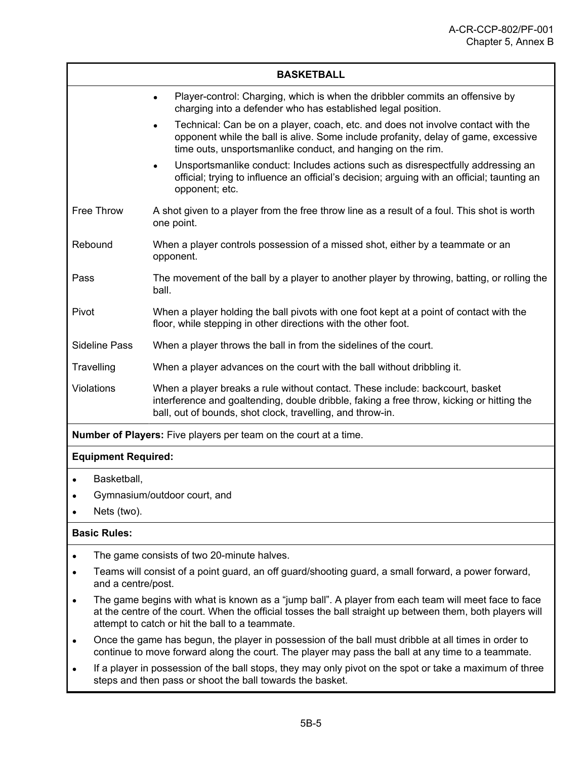| BASKETBALL | |
|---|---|
| | • Player-control: Charging, which is when the dribbler commits an offensive by charging into a defender who has established legal position.<br>• Technical: Can be on a player, coach, etc. and does not involve contact with the opponent while the ball is alive. Some include profanity, delay of game, excessive time outs, unsportsmanlike conduct, and hanging on the rim.<br>• Unsportsmanlike conduct: Includes actions such as disrespectfully addressing an official; trying to influence an official's decision; arguing with an official; taunting an opponent; etc. |
| Free Throw | A shot given to a player from the free throw line as a result of a foul. This shot is worth one point. |
| Rebound | When a player controls possession of a missed shot, either by a teammate or an opponent. |
| Pass | The movement of the ball by a player to another player by throwing, batting, or rolling the ball. |
| Pivot | When a player holding the ball pivots with one foot kept at a point of contact with the floor, while stepping in other directions with the other foot. |
| Sideline Pass | When a player throws the ball in from the sidelines of the court. |
| Travelling | When a player advances on the court with the ball without dribbling it. |
| Violations | When a player breaks a rule without contact. These include: backcourt, basket interference and goaltending, double dribble, faking a free throw, kicking or hitting the ball, out of bounds, shot clock, travelling, and throw-in. |

**Number of Players:** Five players per team on the court at a time.

**Equipment Required:**

- Basketball,
- Gymnasium/outdoor court, and
- Nets (two).

**Basic Rules:**

- The game consists of two 20-minute halves.
- Teams will consist of a point guard, an off guard/shooting guard, a small forward, a power forward, and a centre/post.
- The game begins with what is known as a "jump ball". A player from each team will meet face to face at the centre of the court. When the official tosses the ball straight up between them, both players will attempt to catch or hit the ball to a teammate.
- Once the game has begun, the player in possession of the ball must dribble at all times in order to continue to move forward along the court. The player may pass the ball at any time to a teammate.
- If a player in possession of the ball stops, they may only pivot on the spot or take a maximum of three steps and then pass or shoot the ball towards the basket.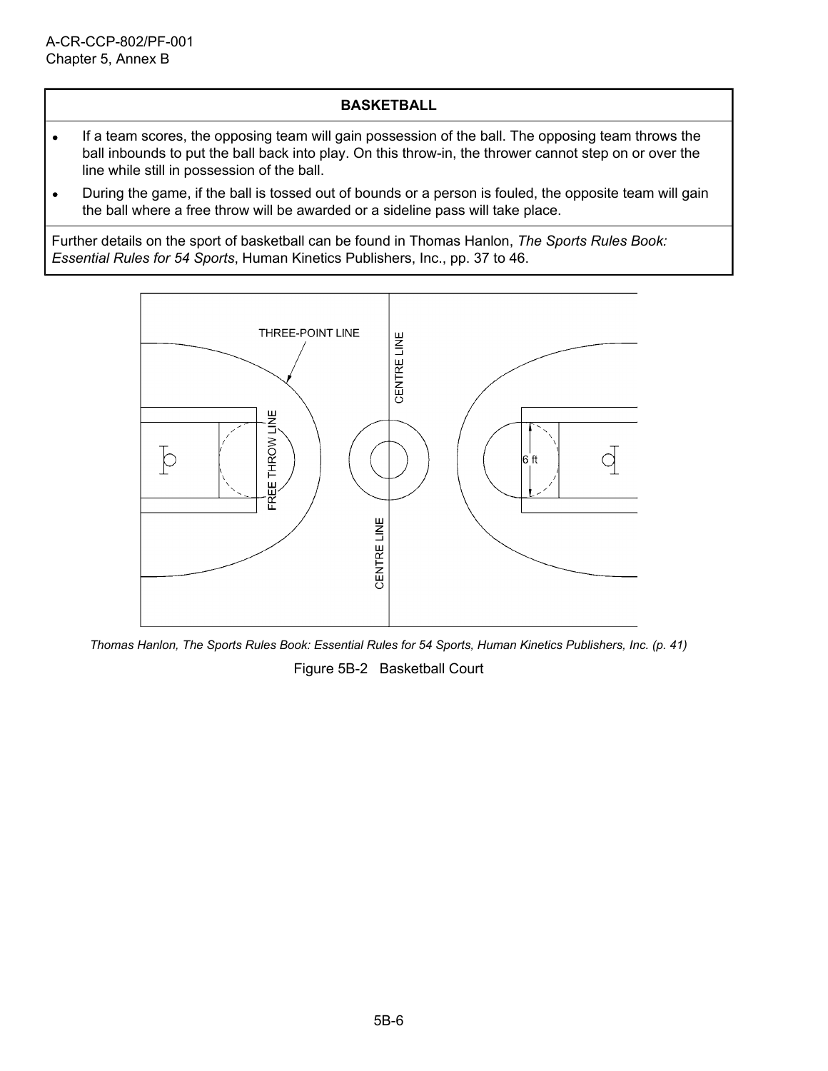| BASKETBALL |
| --- |
| • If a team scores, the opposing team will gain possession of the ball. The opposing team throws the ball inbounds to put the ball back into play. On this throw-in, the thrower cannot step on or over the line while still in possession of the ball.<br>• During the game, if the ball is tossed out of bounds or a person is fouled, the opposite team will gain the ball where a free throw will be awarded or a sideline pass will take place. |
| Further details on the sport of basketball can be found in Thomas Hanlon, *The Sports Rules Book: Essential Rules for 54 Sports*, Human Kinetics Publishers, Inc., pp. 37 to 46. |

*Thomas Hanlon, The Sports Rules Book: Essential Rules for 54 Sports, Human Kinetics Publishers, Inc. (p. 41)*

Figure 5B-2 Basketball Court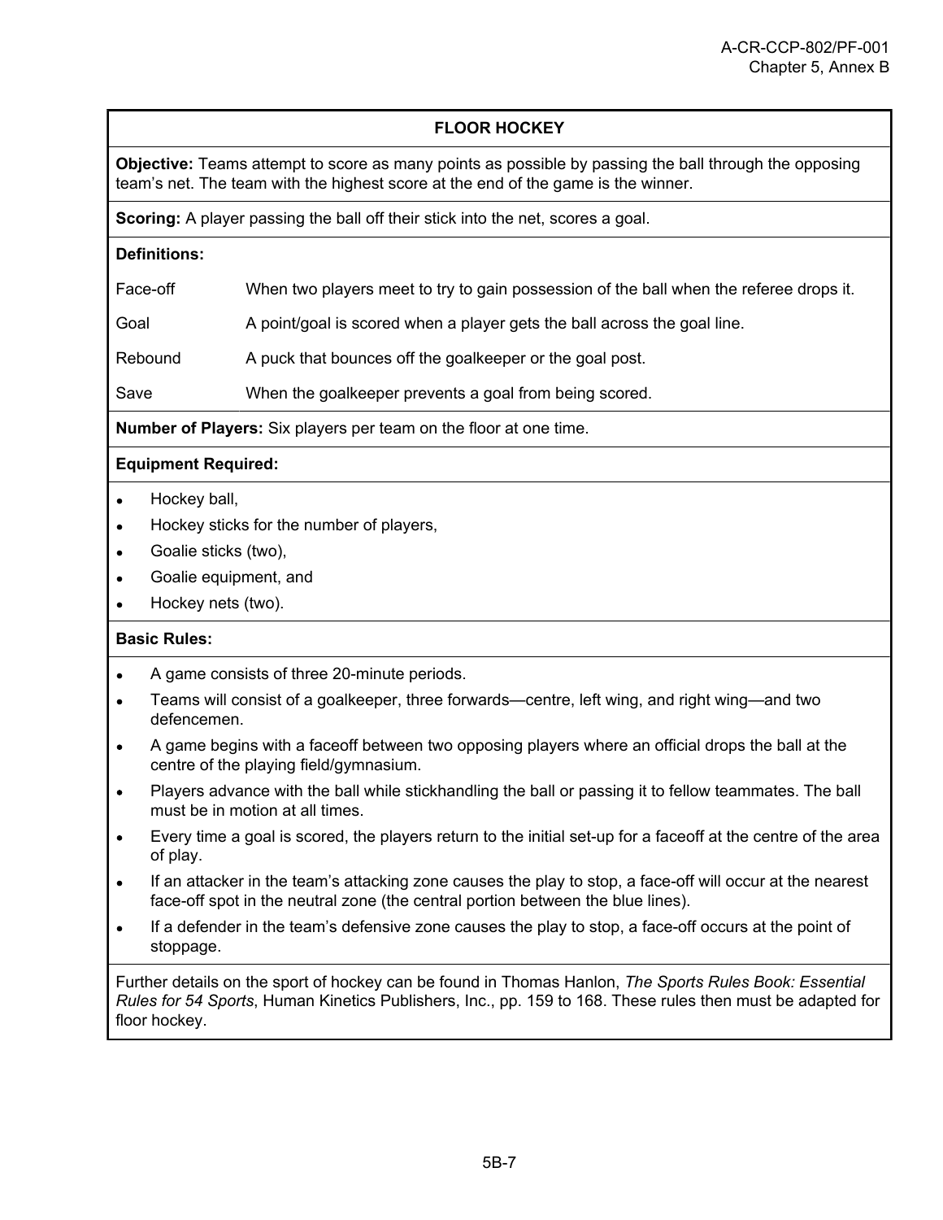## FLOOR HOCKEY

**Objective:** Teams attempt to score as many points as possible by passing the ball through the opposing team's net. The team with the highest score at the end of the game is the winner.

**Scoring:** A player passing the ball off their stick into the net, scores a goal.

**Definitions:**

| | |
|---|---|
| Face-off | When two players meet to try to gain possession of the ball when the referee drops it. |
| Goal | A point/goal is scored when a player gets the ball across the goal line. |
| Rebound | A puck that bounces off the goalkeeper or the goal post. |
| Save | When the goalkeeper prevents a goal from being scored. |

**Number of Players:** Six players per team on the floor at one time.

**Equipment Required:**

- Hockey ball,
- Hockey sticks for the number of players,
- Goalie sticks (two),
- Goalie equipment, and
- Hockey nets (two).

**Basic Rules:**

- A game consists of three 20-minute periods.
- Teams will consist of a goalkeeper, three forwards—centre, left wing, and right wing—and two defencemen.
- A game begins with a faceoff between two opposing players where an official drops the ball at the centre of the playing field/gymnasium.
- Players advance with the ball while stickhandling the ball or passing it to fellow teammates. The ball must be in motion at all times.
- Every time a goal is scored, the players return to the initial set-up for a faceoff at the centre of the area of play.
- If an attacker in the team's attacking zone causes the play to stop, a face-off will occur at the nearest face-off spot in the neutral zone (the central portion between the blue lines).
- If a defender in the team's defensive zone causes the play to stop, a face-off occurs at the point of stoppage.

Further details on the sport of hockey can be found in Thomas Hanlon, *The Sports Rules Book: Essential Rules for 54 Sports*, Human Kinetics Publishers, Inc., pp. 159 to 168. These rules then must be adapted for floor hockey.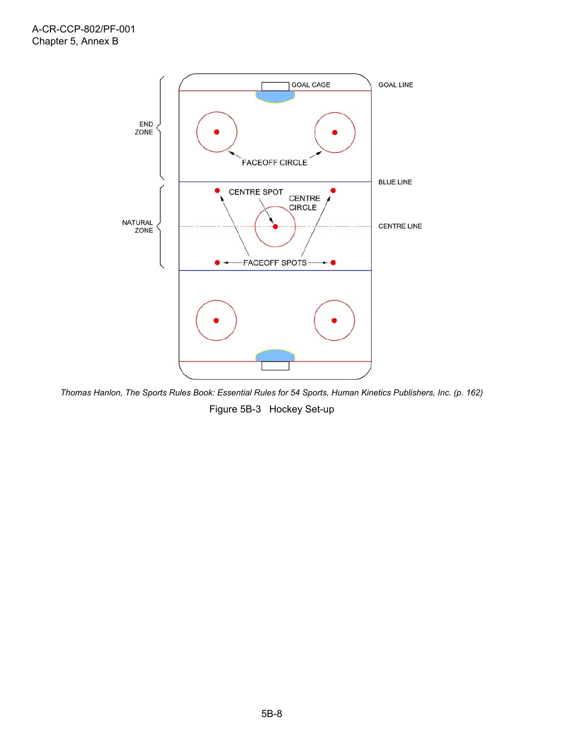Thomas Hanlon, *The Sports Rules Book: Essential Rules for 54 Sports*, Human Kinetics Publishers, Inc. (p. 162)

Figure 5B-3 Hockey Set-up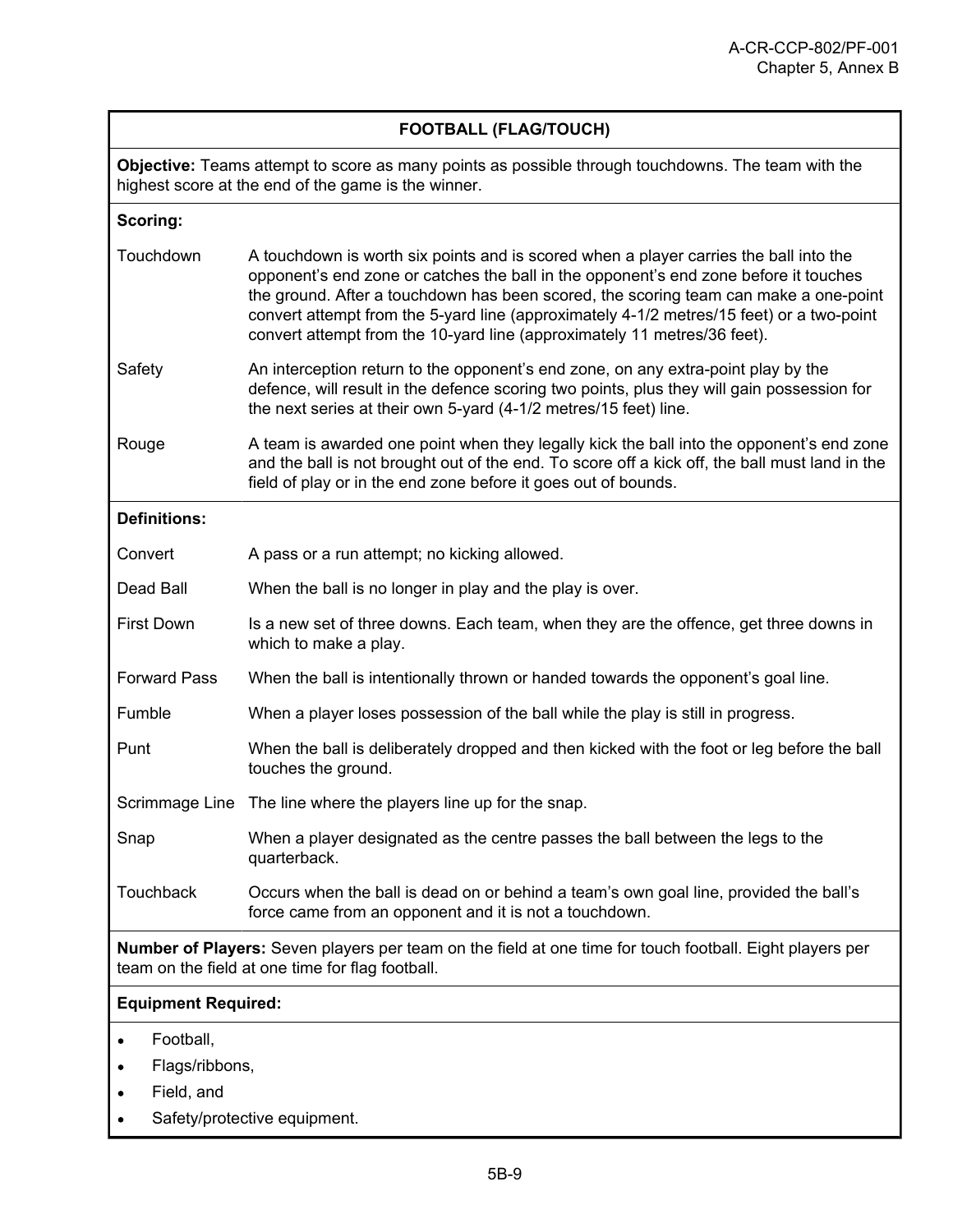## FOOTBALL (FLAG/TOUCH)

**Objective:** Teams attempt to score as many points as possible through touchdowns. The team with the highest score at the end of the game is the winner.

**Scoring:**

| | |
|---|---|
| Touchdown | A touchdown is worth six points and is scored when a player carries the ball into the opponent's end zone or catches the ball in the opponent's end zone before it touches the ground. After a touchdown has been scored, the scoring team can make a one-point convert attempt from the 5-yard line (approximately 4-1/2 metres/15 feet) or a two-point convert attempt from the 10-yard line (approximately 11 metres/36 feet). |
| Safety | An interception return to the opponent's end zone, on any extra-point play by the defence, will result in the defence scoring two points, plus they will gain possession for the next series at their own 5-yard (4-1/2 metres/15 feet) line. |
| Rouge | A team is awarded one point when they legally kick the ball into the opponent's end zone and the ball is not brought out of the end. To score off a kick off, the ball must land in the field of play or in the end zone before it goes out of bounds. |

**Definitions:**

| | |
|---|---|
| Convert | A pass or a run attempt; no kicking allowed. |
| Dead Ball | When the ball is no longer in play and the play is over. |
| First Down | Is a new set of three downs. Each team, when they are the offence, get three downs in which to make a play. |
| Forward Pass | When the ball is intentionally thrown or handed towards the opponent's goal line. |
| Fumble | When a player loses possession of the ball while the play is still in progress. |
| Punt | When the ball is deliberately dropped and then kicked with the foot or leg before the ball touches the ground. |
| Scrimmage Line | The line where the players line up for the snap. |
| Snap | When a player designated as the centre passes the ball between the legs to the quarterback. |
| Touchback | Occurs when the ball is dead on or behind a team's own goal line, provided the ball's force came from an opponent and it is not a touchdown. |

**Number of Players:** Seven players per team on the field at one time for touch football. Eight players per team on the field at one time for flag football.

**Equipment Required:**

- Football,
- Flags/ribbons,
- Field, and
- Safety/protective equipment.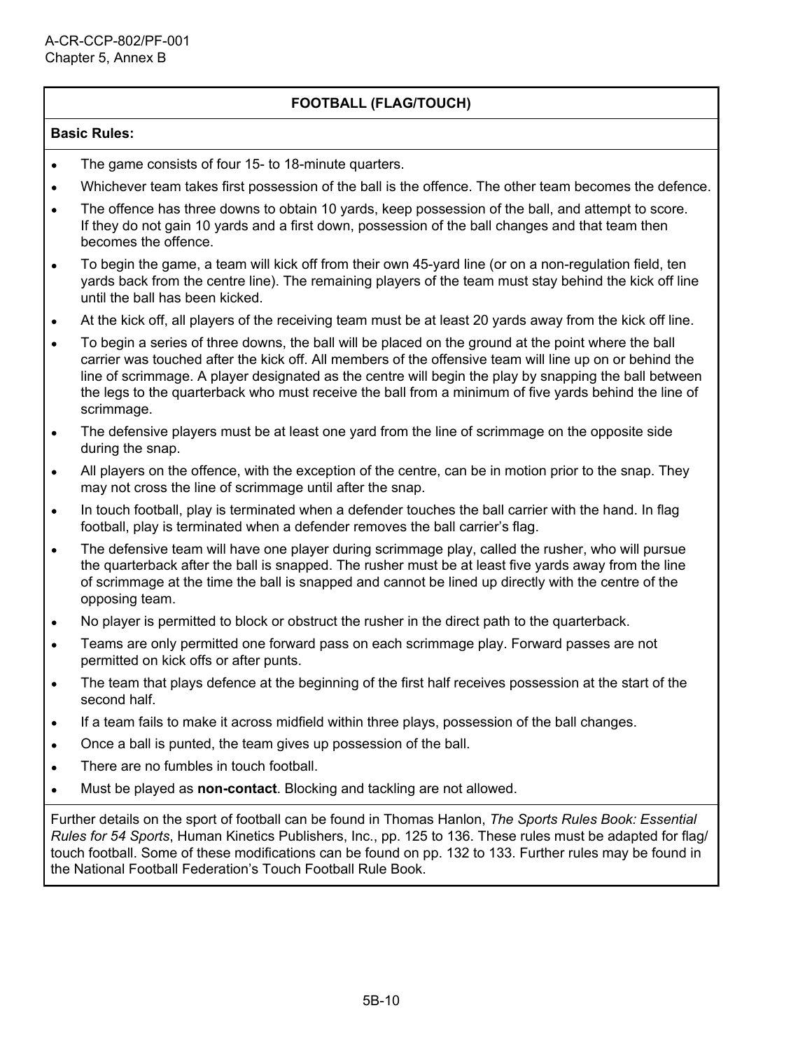## FOOTBALL (FLAG/TOUCH)

**Basic Rules:**

- The game consists of four 15- to 18-minute quarters.
- Whichever team takes first possession of the ball is the offence. The other team becomes the defence.
- The offence has three downs to obtain 10 yards, keep possession of the ball, and attempt to score. If they do not gain 10 yards and a first down, possession of the ball changes and that team then becomes the offence.
- To begin the game, a team will kick off from their own 45-yard line (or on a non-regulation field, ten yards back from the centre line). The remaining players of the team must stay behind the kick off line until the ball has been kicked.
- At the kick off, all players of the receiving team must be at least 20 yards away from the kick off line.
- To begin a series of three downs, the ball will be placed on the ground at the point where the ball carrier was touched after the kick off. All members of the offensive team will line up on or behind the line of scrimmage. A player designated as the centre will begin the play by snapping the ball between the legs to the quarterback who must receive the ball from a minimum of five yards behind the line of scrimmage.
- The defensive players must be at least one yard from the line of scrimmage on the opposite side during the snap.
- All players on the offence, with the exception of the centre, can be in motion prior to the snap. They may not cross the line of scrimmage until after the snap.
- In touch football, play is terminated when a defender touches the ball carrier with the hand. In flag football, play is terminated when a defender removes the ball carrier's flag.
- The defensive team will have one player during scrimmage play, called the rusher, who will pursue the quarterback after the ball is snapped. The rusher must be at least five yards away from the line of scrimmage at the time the ball is snapped and cannot be lined up directly with the centre of the opposing team.
- No player is permitted to block or obstruct the rusher in the direct path to the quarterback.
- Teams are only permitted one forward pass on each scrimmage play. Forward passes are not permitted on kick offs or after punts.
- The team that plays defence at the beginning of the first half receives possession at the start of the second half.
- If a team fails to make it across midfield within three plays, possession of the ball changes.
- Once a ball is punted, the team gives up possession of the ball.
- There are no fumbles in touch football.
- Must be played as **non-contact**. Blocking and tackling are not allowed.

Further details on the sport of football can be found in Thomas Hanlon, *The Sports Rules Book: Essential Rules for 54 Sports*, Human Kinetics Publishers, Inc., pp. 125 to 136. These rules must be adapted for flag/touch football. Some of these modifications can be found on pp. 132 to 133. Further rules may be found in the National Football Federation's Touch Football Rule Book.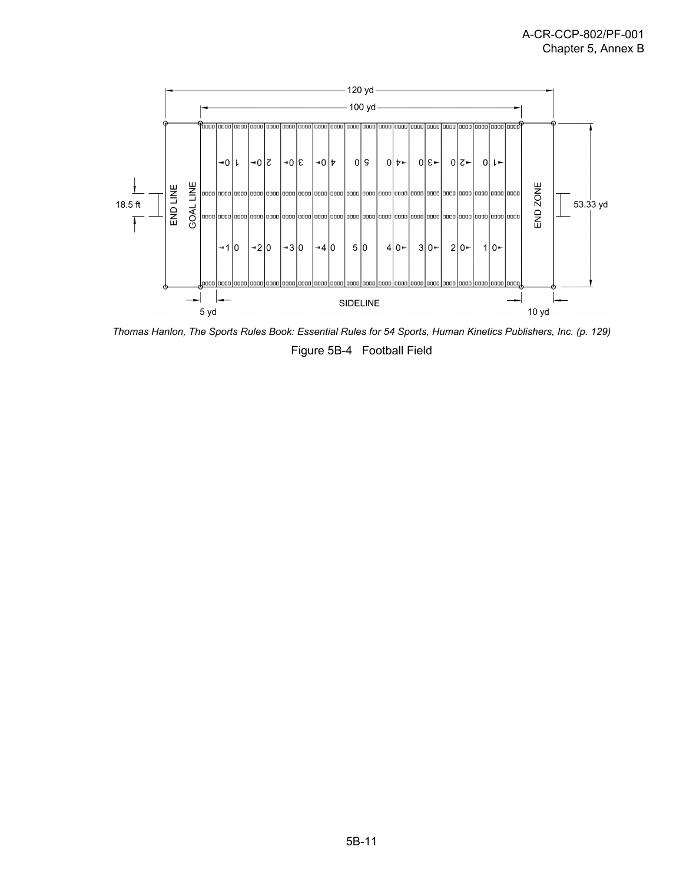*Thomas Hanlon, The Sports Rules Book: Essential Rules for 54 Sports, Human Kinetics Publishers, Inc. (p. 129)*

Figure 5B-4 Football Field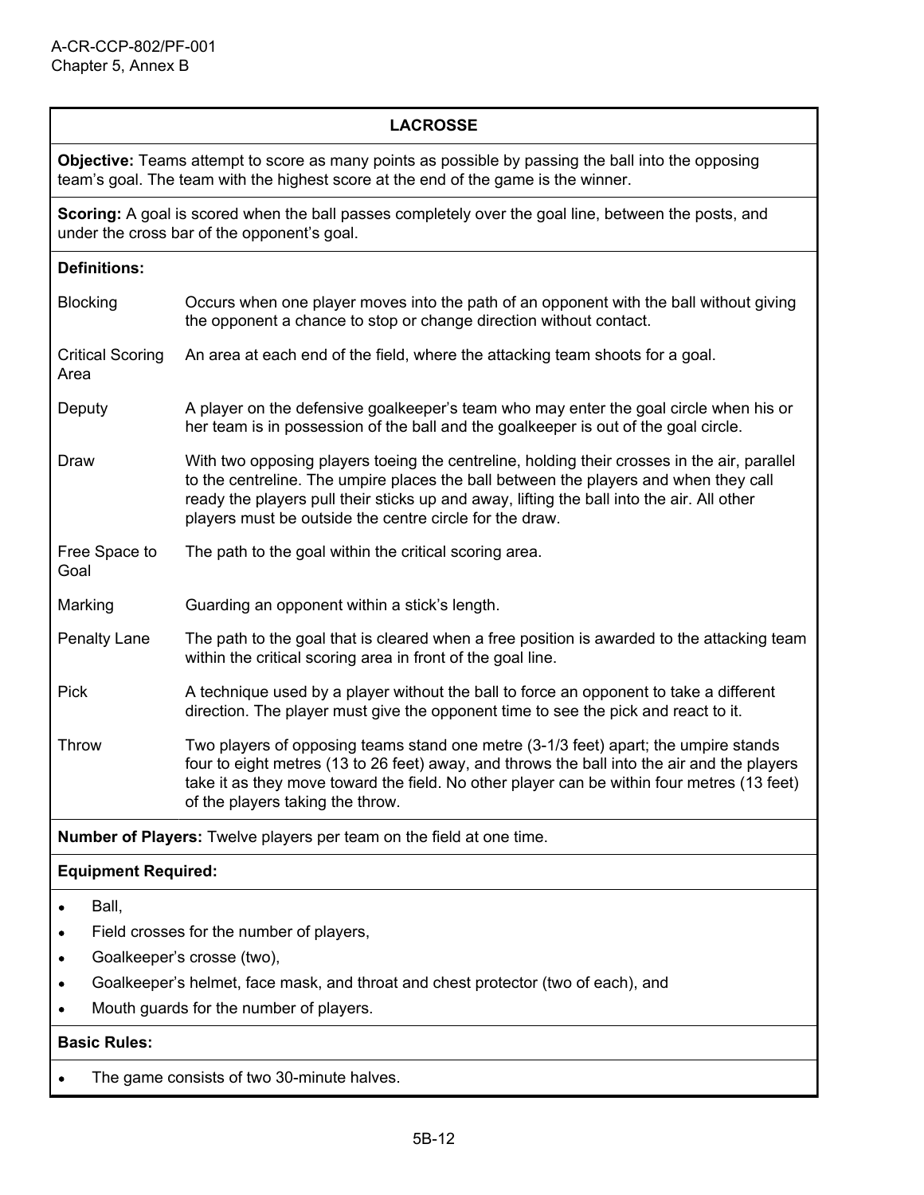## LACROSSE

**Objective:** Teams attempt to score as many points as possible by passing the ball into the opposing team's goal. The team with the highest score at the end of the game is the winner.

**Scoring:** A goal is scored when the ball passes completely over the goal line, between the posts, and under the cross bar of the opponent's goal.

**Definitions:**

| Term | Definition |
|---|---|
| Blocking | Occurs when one player moves into the path of an opponent with the ball without giving the opponent a chance to stop or change direction without contact. |
| Critical Scoring Area | An area at each end of the field, where the attacking team shoots for a goal. |
| Deputy | A player on the defensive goalkeeper's team who may enter the goal circle when his or her team is in possession of the ball and the goalkeeper is out of the goal circle. |
| Draw | With two opposing players toeing the centreline, holding their crosses in the air, parallel to the centreline. The umpire places the ball between the players and when they call ready the players pull their sticks up and away, lifting the ball into the air. All other players must be outside the centre circle for the draw. |
| Free Space to Goal | The path to the goal within the critical scoring area. |
| Marking | Guarding an opponent within a stick's length. |
| Penalty Lane | The path to the goal that is cleared when a free position is awarded to the attacking team within the critical scoring area in front of the goal line. |
| Pick | A technique used by a player without the ball to force an opponent to take a different direction. The player must give the opponent time to see the pick and react to it. |
| Throw | Two players of opposing teams stand one metre (3-1/3 feet) apart; the umpire stands four to eight metres (13 to 26 feet) away, and throws the ball into the air and the players take it as they move toward the field. No other player can be within four metres (13 feet) of the players taking the throw. |

**Number of Players:** Twelve players per team on the field at one time.

**Equipment Required:**

- Ball,
- Field crosses for the number of players,
- Goalkeeper's crosse (two),
- Goalkeeper's helmet, face mask, and throat and chest protector (two of each), and
- Mouth guards for the number of players.

**Basic Rules:**

- The game consists of two 30-minute halves.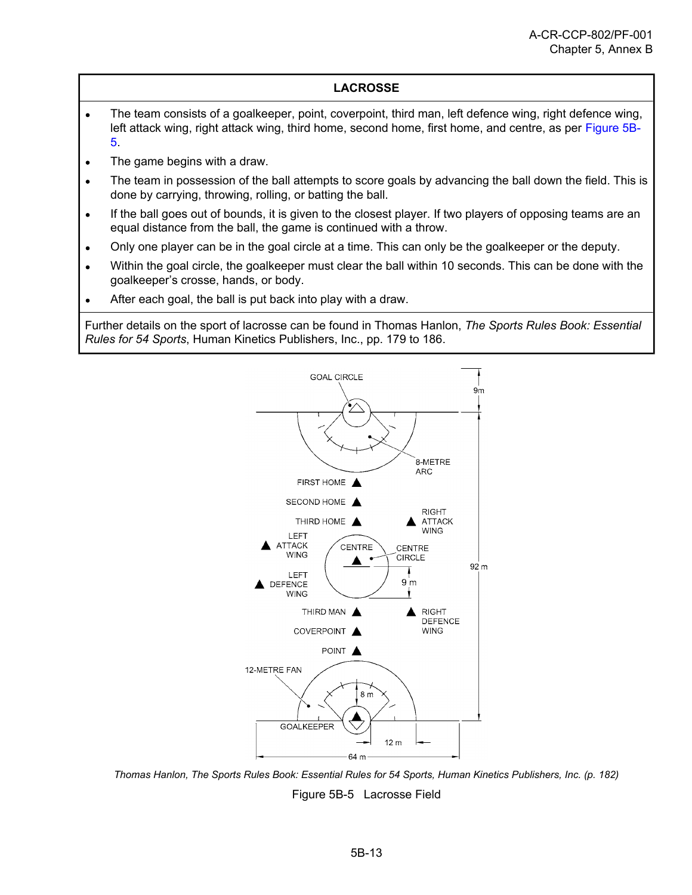## LACROSSE

- The team consists of a goalkeeper, point, coverpoint, third man, left defence wing, right defence wing, left attack wing, right attack wing, third home, second home, first home, and centre, as per Figure 5B-5.
- The game begins with a draw.
- The team in possession of the ball attempts to score goals by advancing the ball down the field. This is done by carrying, throwing, rolling, or batting the ball.
- If the ball goes out of bounds, it is given to the closest player. If two players of opposing teams are an equal distance from the ball, the game is continued with a throw.
- Only one player can be in the goal circle at a time. This can only be the goalkeeper or the deputy.
- Within the goal circle, the goalkeeper must clear the ball within 10 seconds. This can be done with the goalkeeper's crosse, hands, or body.
- After each goal, the ball is put back into play with a draw.

Further details on the sport of lacrosse can be found in Thomas Hanlon, *The Sports Rules Book: Essential Rules for 54 Sports*, Human Kinetics Publishers, Inc., pp. 179 to 186.

*Thomas Hanlon, The Sports Rules Book: Essential Rules for 54 Sports, Human Kinetics Publishers, Inc. (p. 182)*

Figure 5B-5 Lacrosse Field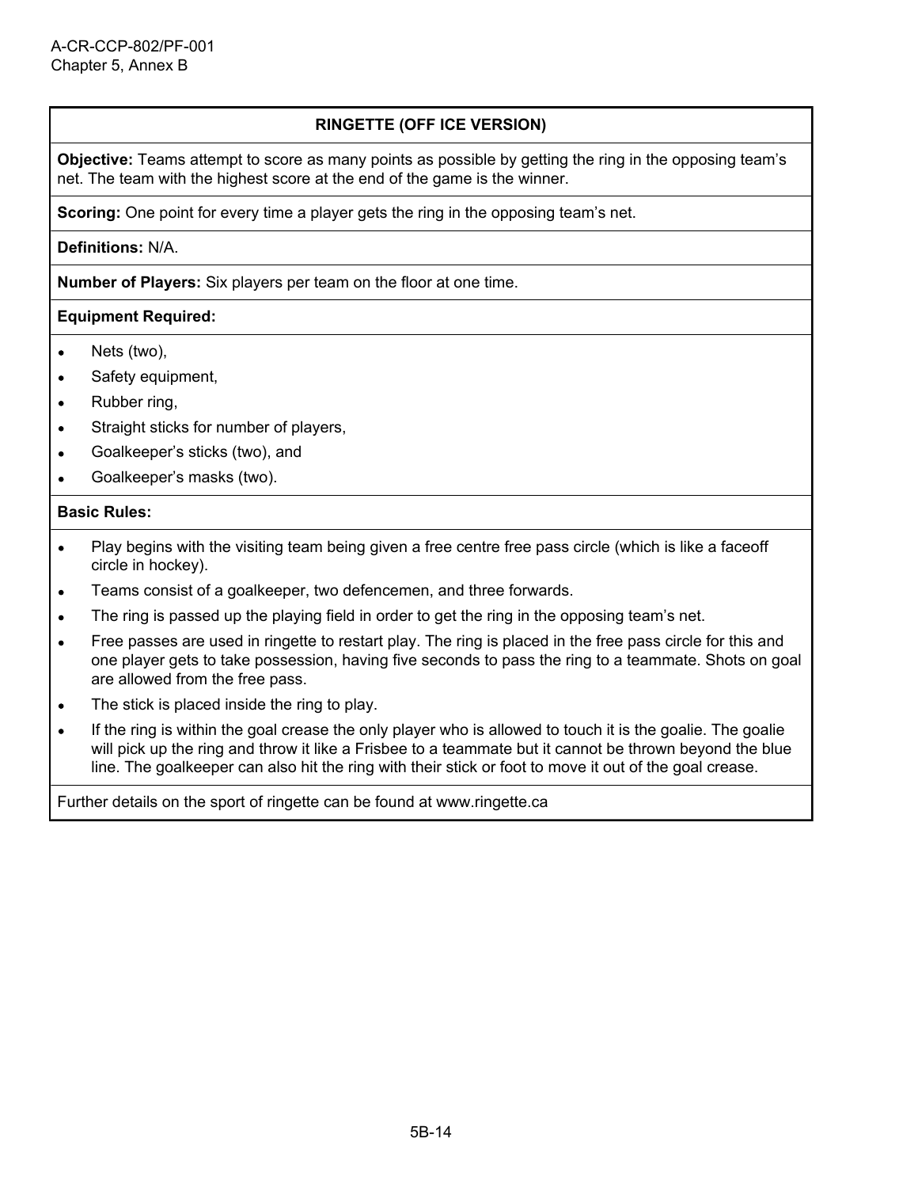## RINGETTE (OFF ICE VERSION)

**Objective:** Teams attempt to score as many points as possible by getting the ring in the opposing team's net. The team with the highest score at the end of the game is the winner.

**Scoring:** One point for every time a player gets the ring in the opposing team's net.

**Definitions:** N/A.

**Number of Players:** Six players per team on the floor at one time.

**Equipment Required:**

- Nets (two),
- Safety equipment,
- Rubber ring,
- Straight sticks for number of players,
- Goalkeeper's sticks (two), and
- Goalkeeper's masks (two).

**Basic Rules:**

- Play begins with the visiting team being given a free centre free pass circle (which is like a faceoff circle in hockey).
- Teams consist of a goalkeeper, two defencemen, and three forwards.
- The ring is passed up the playing field in order to get the ring in the opposing team's net.
- Free passes are used in ringette to restart play. The ring is placed in the free pass circle for this and one player gets to take possession, having five seconds to pass the ring to a teammate. Shots on goal are allowed from the free pass.
- The stick is placed inside the ring to play.
- If the ring is within the goal crease the only player who is allowed to touch it is the goalie. The goalie will pick up the ring and throw it like a Frisbee to a teammate but it cannot be thrown beyond the blue line. The goalkeeper can also hit the ring with their stick or foot to move it out of the goal crease.

Further details on the sport of ringette can be found at www.ringette.ca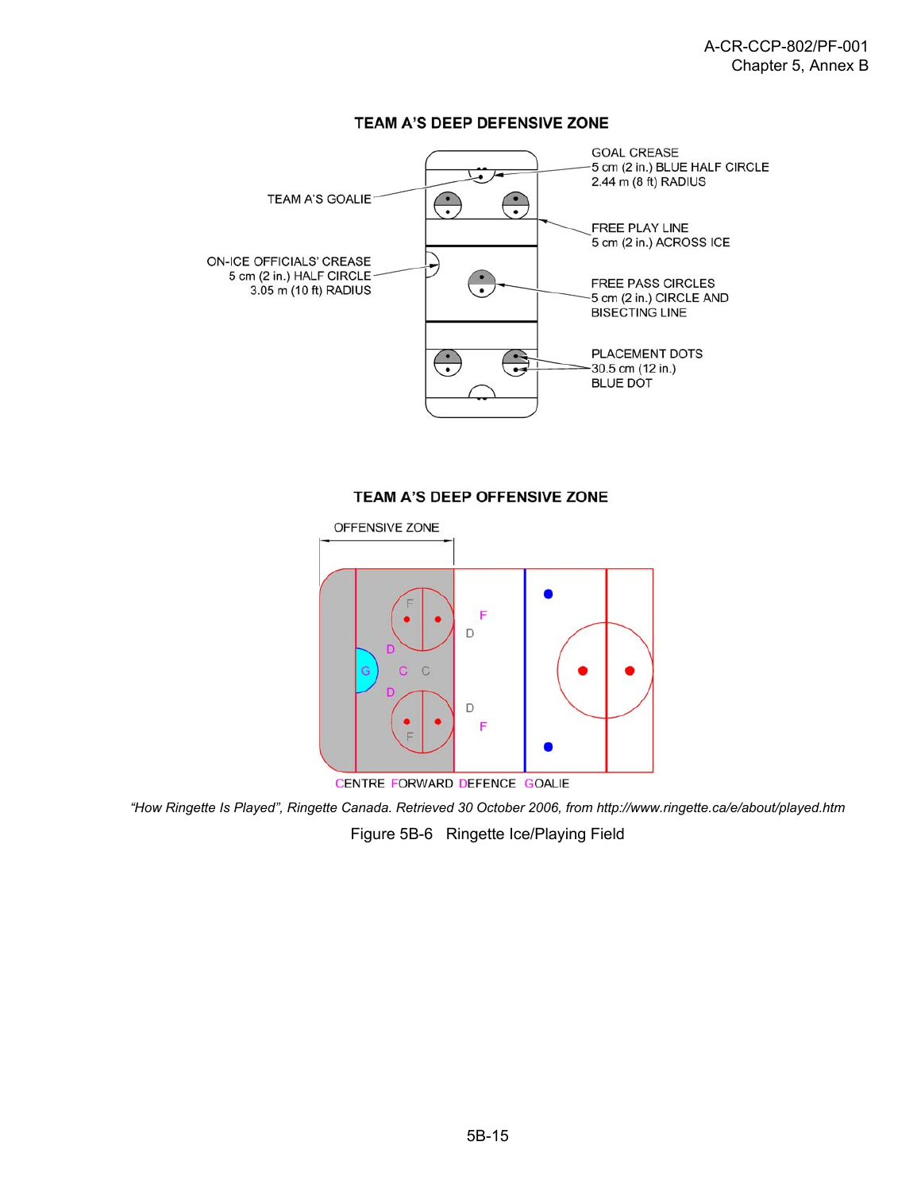## TEAM A'S DEEP DEFENSIVE ZONE

GOAL CREASE
5 cm (2 in.) BLUE HALF CIRCLE
2.44 m (8 ft) RADIUS

TEAM A'S GOALIE

FREE PLAY LINE
5 cm (2 in.) ACROSS ICE

ON-ICE OFFICIALS' CREASE
5 cm (2 in.) HALF CIRCLE
3.05 m (10 ft) RADIUS

FREE PASS CIRCLES
5 cm (2 in.) CIRCLE AND
BISECTING LINE

PLACEMENT DOTS
30.5 cm (12 in.)
BLUE DOT

## TEAM A'S DEEP OFFENSIVE ZONE

OFFENSIVE ZONE

CENTRE FORWARD DEFENCE GOALIE

*"How Ringette Is Played", Ringette Canada. Retrieved 30 October 2006, from http://www.ringette.ca/e/about/played.htm*

Figure 5B-6 Ringette Ice/Playing Field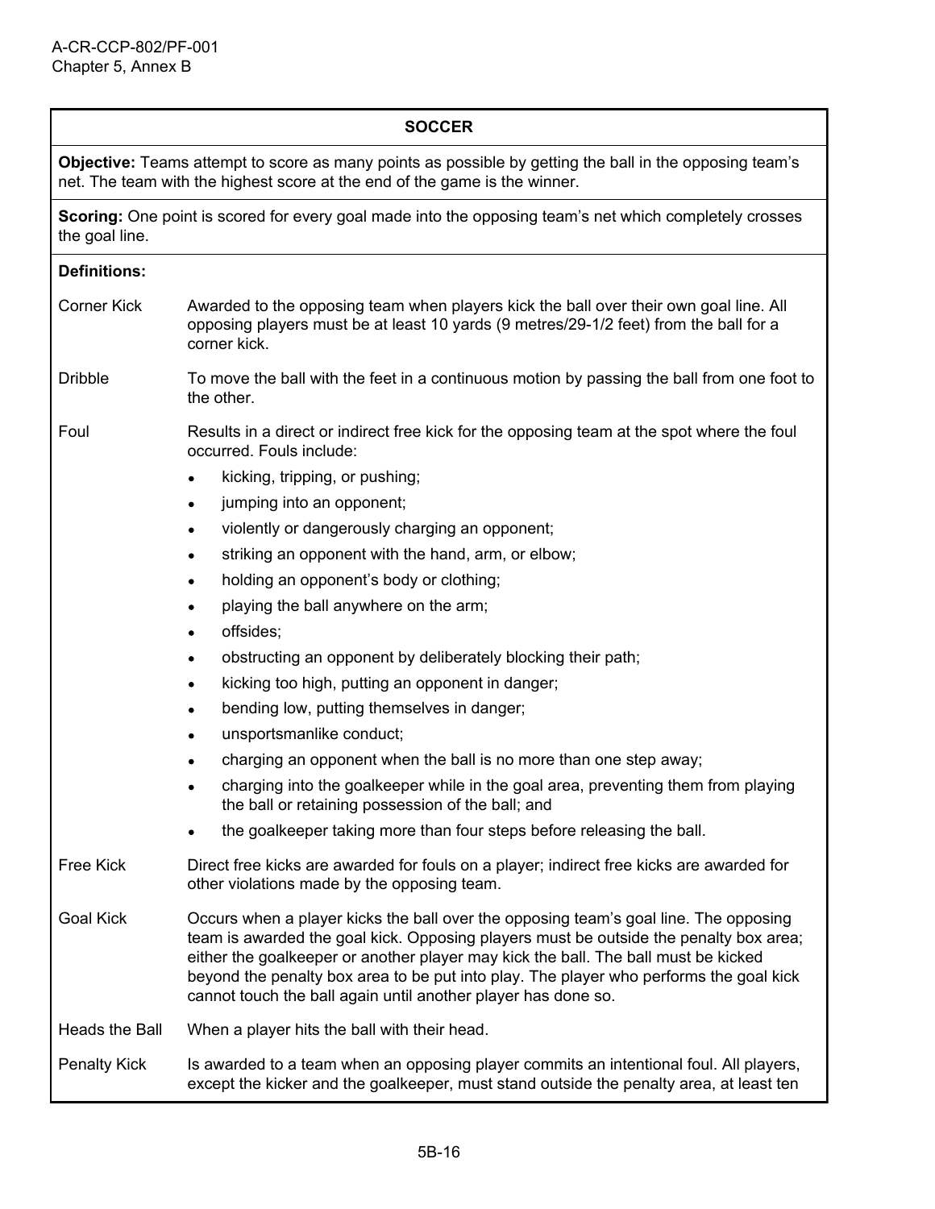## SOCCER

**Objective:** Teams attempt to score as many points as possible by getting the ball in the opposing team's net. The team with the highest score at the end of the game is the winner.

**Scoring:** One point is scored for every goal made into the opposing team's net which completely crosses the goal line.

**Definitions:**

**Corner Kick** – Awarded to the opposing team when players kick the ball over their own goal line. All opposing players must be at least 10 yards (9 metres/29-1/2 feet) from the ball for a corner kick.

**Dribble** – To move the ball with the feet in a continuous motion by passing the ball from one foot to the other.

**Foul** – Results in a direct or indirect free kick for the opposing team at the spot where the foul occurred. Fouls include:

- kicking, tripping, or pushing;
- jumping into an opponent;
- violently or dangerously charging an opponent;
- striking an opponent with the hand, arm, or elbow;
- holding an opponent's body or clothing;
- playing the ball anywhere on the arm;
- offsides;
- obstructing an opponent by deliberately blocking their path;
- kicking too high, putting an opponent in danger;
- bending low, putting themselves in danger;
- unsportsmanlike conduct;
- charging an opponent when the ball is no more than one step away;
- charging into the goalkeeper while in the goal area, preventing them from playing the ball or retaining possession of the ball; and
- the goalkeeper taking more than four steps before releasing the ball.

**Free Kick** – Direct free kicks are awarded for fouls on a player; indirect free kicks are awarded for other violations made by the opposing team.

**Goal Kick** – Occurs when a player kicks the ball over the opposing team's goal line. The opposing team is awarded the goal kick. Opposing players must be outside the penalty box area; either the goalkeeper or another player may kick the ball. The ball must be kicked beyond the penalty box area to be put into play. The player who performs the goal kick cannot touch the ball again until another player has done so.

**Heads the Ball** – When a player hits the ball with their head.

**Penalty Kick** – Is awarded to a team when an opposing player commits an intentional foul. All players, except the kicker and the goalkeeper, must stand outside the penalty area, at least ten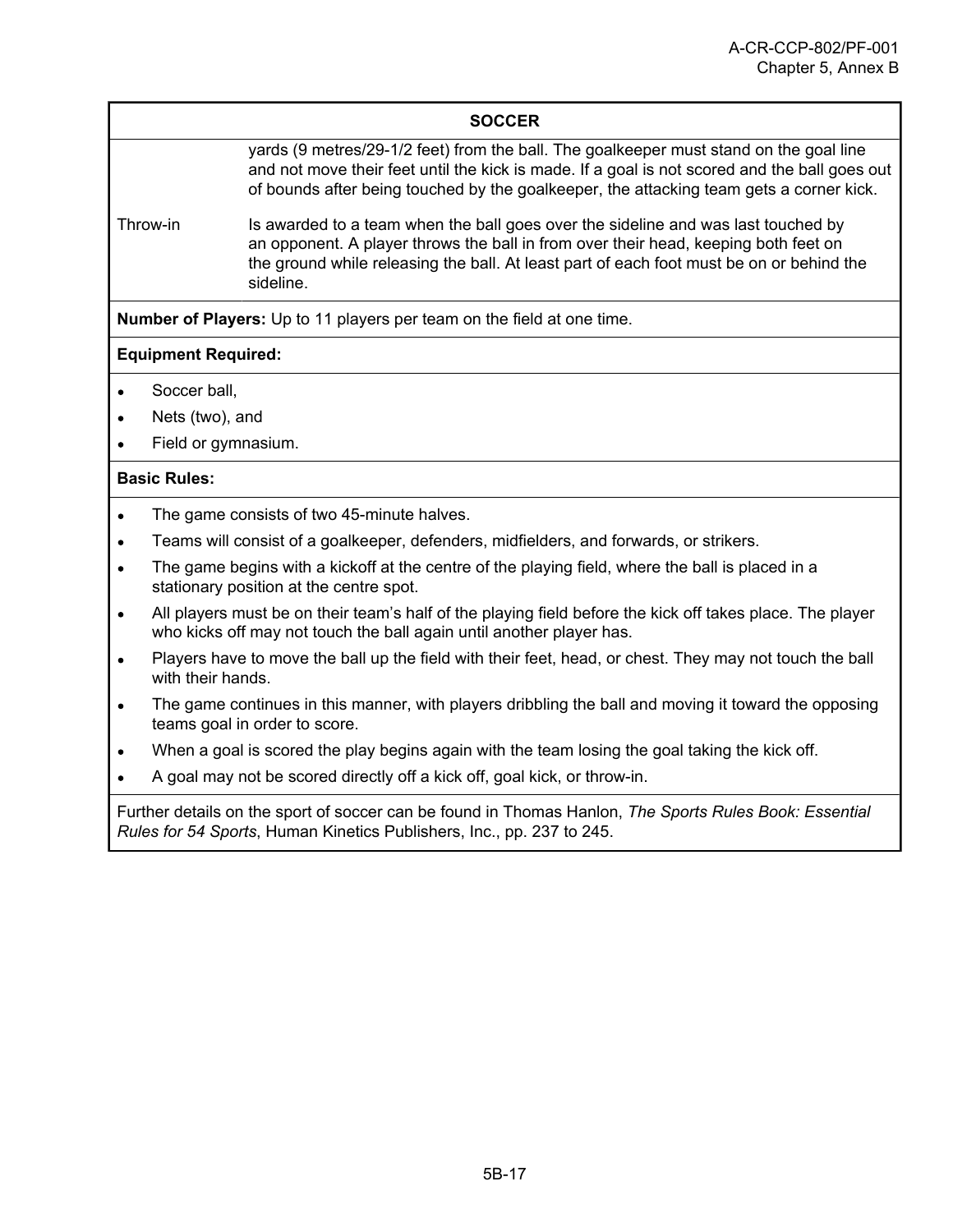**SOCCER**

| | |
|---|---|
| | yards (9 metres/29-1/2 feet) from the ball. The goalkeeper must stand on the goal line and not move their feet until the kick is made. If a goal is not scored and the ball goes out of bounds after being touched by the goalkeeper, the attacking team gets a corner kick. |
| Throw-in | Is awarded to a team when the ball goes over the sideline and was last touched by an opponent. A player throws the ball in from over their head, keeping both feet on the ground while releasing the ball. At least part of each foot must be on or behind the sideline. |

**Number of Players:** Up to 11 players per team on the field at one time.

**Equipment Required:**

- Soccer ball,
- Nets (two), and
- Field or gymnasium.

**Basic Rules:**

- The game consists of two 45-minute halves.
- Teams will consist of a goalkeeper, defenders, midfielders, and forwards, or strikers.
- The game begins with a kickoff at the centre of the playing field, where the ball is placed in a stationary position at the centre spot.
- All players must be on their team's half of the playing field before the kick off takes place. The player who kicks off may not touch the ball again until another player has.
- Players have to move the ball up the field with their feet, head, or chest. They may not touch the ball with their hands.
- The game continues in this manner, with players dribbling the ball and moving it toward the opposing teams goal in order to score.
- When a goal is scored the play begins again with the team losing the goal taking the kick off.
- A goal may not be scored directly off a kick off, goal kick, or throw-in.

Further details on the sport of soccer can be found in Thomas Hanlon, *The Sports Rules Book: Essential Rules for 54 Sports*, Human Kinetics Publishers, Inc., pp. 237 to 245.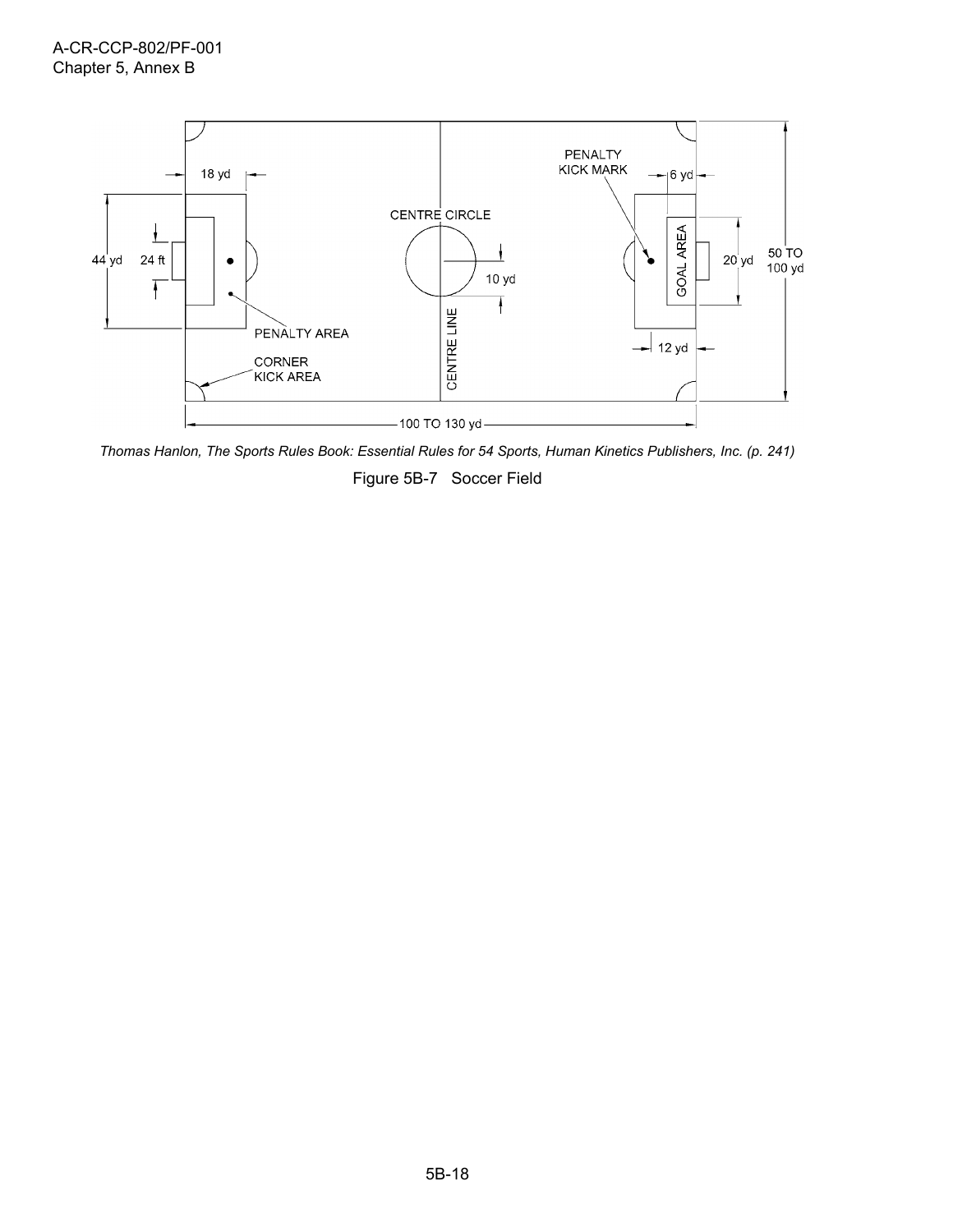CORNER
KICK AREA

PENALTY AREA

CENTRE CIRCLE

CENTRE LINE

PENALTY
KICK MARK

GOAL AREA

18 yd

44 yd

24 ft

10 yd

6 yd

20 yd

12 yd

50 TO
100 yd

100 TO 130 yd

*Thomas Hanlon, The Sports Rules Book: Essential Rules for 54 Sports, Human Kinetics Publishers, Inc. (p. 241)*

Figure 5B-7 Soccer Field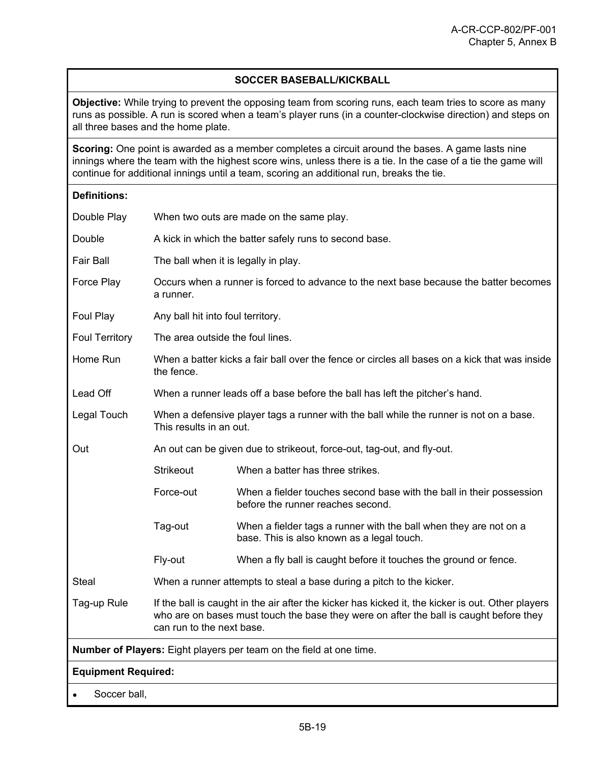## SOCCER BASEBALL/KICKBALL

**Objective:** While trying to prevent the opposing team from scoring runs, each team tries to score as many runs as possible. A run is scored when a team's player runs (in a counter-clockwise direction) and steps on all three bases and the home plate.

**Scoring:** One point is awarded as a member completes a circuit around the bases. A game lasts nine innings where the team with the highest score wins, unless there is a tie. In the case of a tie the game will continue for additional innings until a team, scoring an additional run, breaks the tie.

**Definitions:**

| | | |
|---|---|---|
| Double Play | When two outs are made on the same play. | |
| Double | A kick in which the batter safely runs to second base. | |
| Fair Ball | The ball when it is legally in play. | |
| Force Play | Occurs when a runner is forced to advance to the next base because the batter becomes a runner. | |
| Foul Play | Any ball hit into foul territory. | |
| Foul Territory | The area outside the foul lines. | |
| Home Run | When a batter kicks a fair ball over the fence or circles all bases on a kick that was inside the fence. | |
| Lead Off | When a runner leads off a base before the ball has left the pitcher's hand. | |
| Legal Touch | When a defensive player tags a runner with the ball while the runner is not on a base. This results in an out. | |
| Out | An out can be given due to strikeout, force-out, tag-out, and fly-out. | |
| | Strikeout | When a batter has three strikes. |
| | Force-out | When a fielder touches second base with the ball in their possession before the runner reaches second. |
| | Tag-out | When a fielder tags a runner with the ball when they are not on a base. This is also known as a legal touch. |
| | Fly-out | When a fly ball is caught before it touches the ground or fence. |
| Steal | When a runner attempts to steal a base during a pitch to the kicker. | |
| Tag-up Rule | If the ball is caught in the air after the kicker has kicked it, the kicker is out. Other players who are on bases must touch the base they were on after the ball is caught before they can run to the next base. | |

**Number of Players:** Eight players per team on the field at one time.

**Equipment Required:**

- Soccer ball,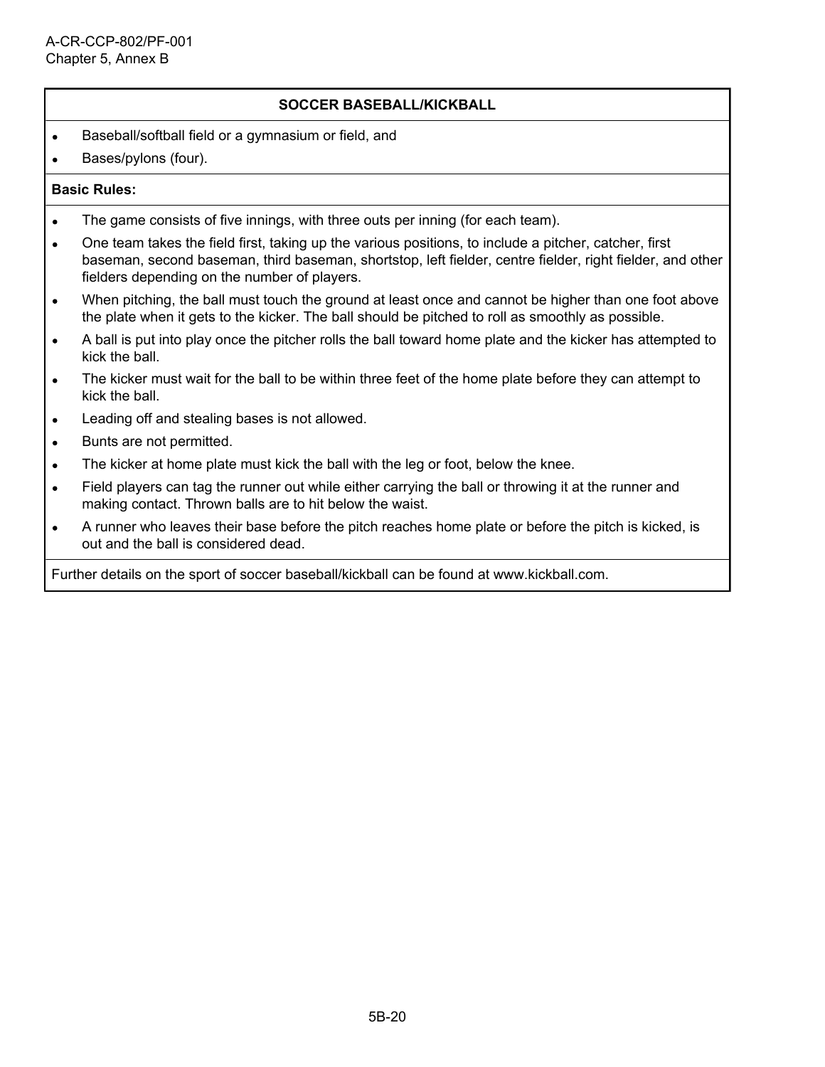## SOCCER BASEBALL/KICKBALL

- Baseball/softball field or a gymnasium or field, and
- Bases/pylons (four).

**Basic Rules:**

- The game consists of five innings, with three outs per inning (for each team).
- One team takes the field first, taking up the various positions, to include a pitcher, catcher, first baseman, second baseman, third baseman, shortstop, left fielder, centre fielder, right fielder, and other fielders depending on the number of players.
- When pitching, the ball must touch the ground at least once and cannot be higher than one foot above the plate when it gets to the kicker. The ball should be pitched to roll as smoothly as possible.
- A ball is put into play once the pitcher rolls the ball toward home plate and the kicker has attempted to kick the ball.
- The kicker must wait for the ball to be within three feet of the home plate before they can attempt to kick the ball.
- Leading off and stealing bases is not allowed.
- Bunts are not permitted.
- The kicker at home plate must kick the ball with the leg or foot, below the knee.
- Field players can tag the runner out while either carrying the ball or throwing it at the runner and making contact. Thrown balls are to hit below the waist.
- A runner who leaves their base before the pitch reaches home plate or before the pitch is kicked, is out and the ball is considered dead.

Further details on the sport of soccer baseball/kickball can be found at www.kickball.com.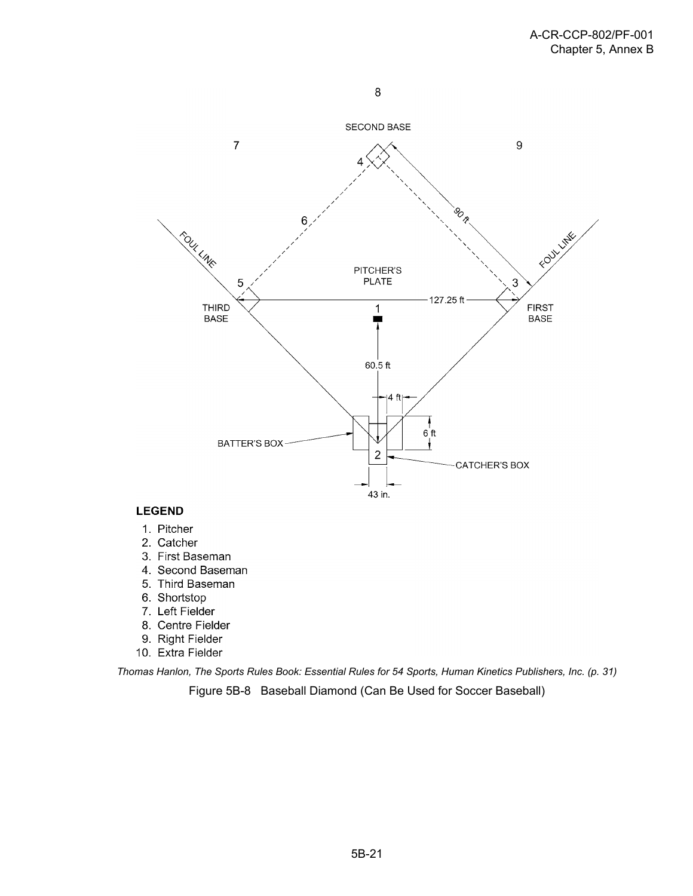8

SECOND BASE

7

9

4

90 ft

6

FOUL LINE

FOUL LINE

PITCHER'S PLATE

5

3

THIRD BASE

127.25 ft

FIRST BASE

1

60.5 ft

4 ft

6 ft

BATTER'S BOX

2

CATCHER'S BOX

43 in.

**LEGEND**

1. Pitcher
2. Catcher
3. First Baseman
4. Second Baseman
5. Third Baseman
6. Shortstop
7. Left Fielder
8. Centre Fielder
9. Right Fielder
10. Extra Fielder

*Thomas Hanlon, The Sports Rules Book: Essential Rules for 54 Sports, Human Kinetics Publishers, Inc. (p. 31)*

Figure 5B-8 Baseball Diamond (Can Be Used for Soccer Baseball)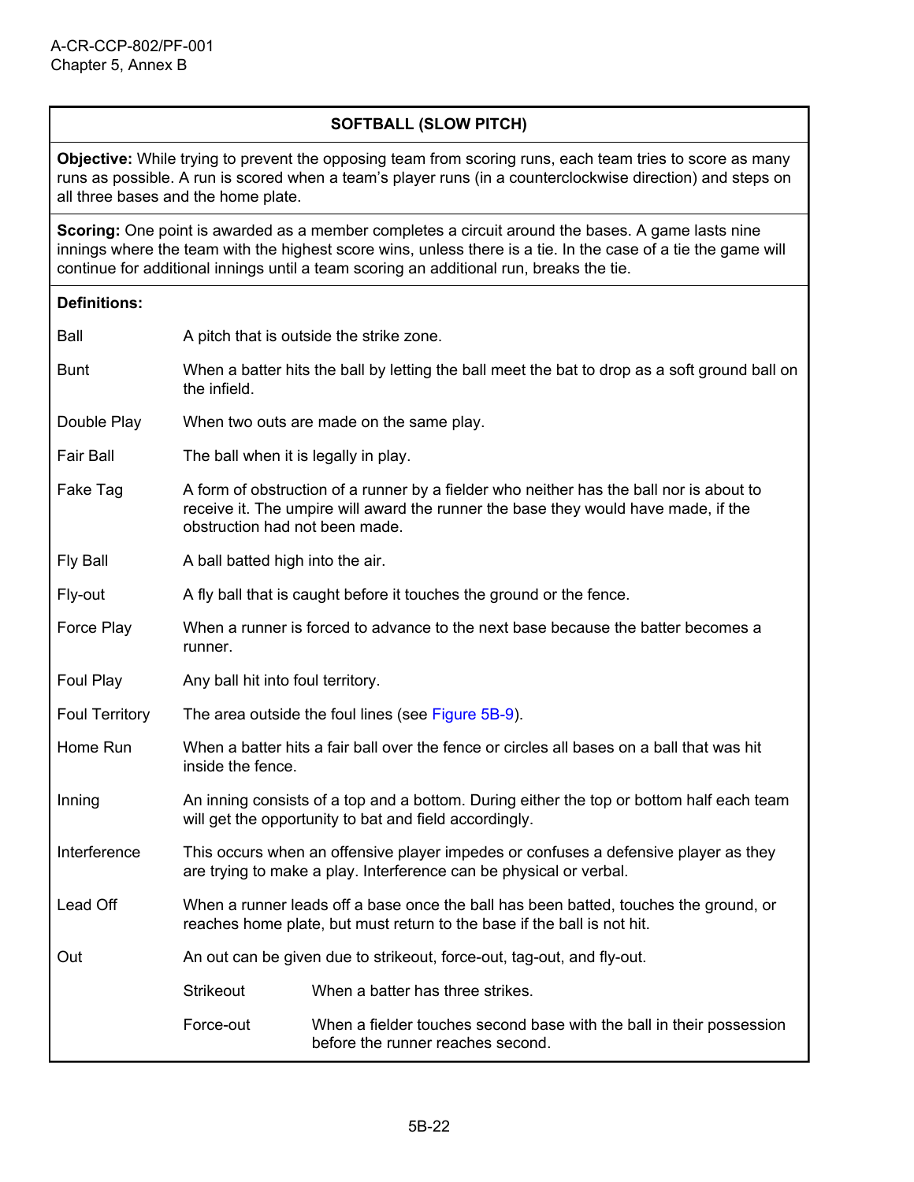## SOFTBALL (SLOW PITCH)

**Objective:** While trying to prevent the opposing team from scoring runs, each team tries to score as many runs as possible. A run is scored when a team's player runs (in a counterclockwise direction) and steps on all three bases and the home plate.

**Scoring:** One point is awarded as a member completes a circuit around the bases. A game lasts nine innings where the team with the highest score wins, unless there is a tie. In the case of a tie the game will continue for additional innings until a team scoring an additional run, breaks the tie.

**Definitions:**

| Term | Definition |
|---|---|
| Ball | A pitch that is outside the strike zone. |
| Bunt | When a batter hits the ball by letting the ball meet the bat to drop as a soft ground ball on the infield. |
| Double Play | When two outs are made on the same play. |
| Fair Ball | The ball when it is legally in play. |
| Fake Tag | A form of obstruction of a runner by a fielder who neither has the ball nor is about to receive it. The umpire will award the runner the base they would have made, if the obstruction had not been made. |
| Fly Ball | A ball batted high into the air. |
| Fly-out | A fly ball that is caught before it touches the ground or the fence. |
| Force Play | When a runner is forced to advance to the next base because the batter becomes a runner. |
| Foul Play | Any ball hit into foul territory. |
| Foul Territory | The area outside the foul lines (see Figure 5B-9). |
| Home Run | When a batter hits a fair ball over the fence or circles all bases on a ball that was hit inside the fence. |
| Inning | An inning consists of a top and a bottom. During either the top or bottom half each team will get the opportunity to bat and field accordingly. |
| Interference | This occurs when an offensive player impedes or confuses a defensive player as they are trying to make a play. Interference can be physical or verbal. |
| Lead Off | When a runner leads off a base once the ball has been batted, touches the ground, or reaches home plate, but must return to the base if the ball is not hit. |
| Out | An out can be given due to strikeout, force-out, tag-out, and fly-out.<br>**Strikeout:** When a batter has three strikes.<br>**Force-out:** When a fielder touches second base with the ball in their possession before the runner reaches second. |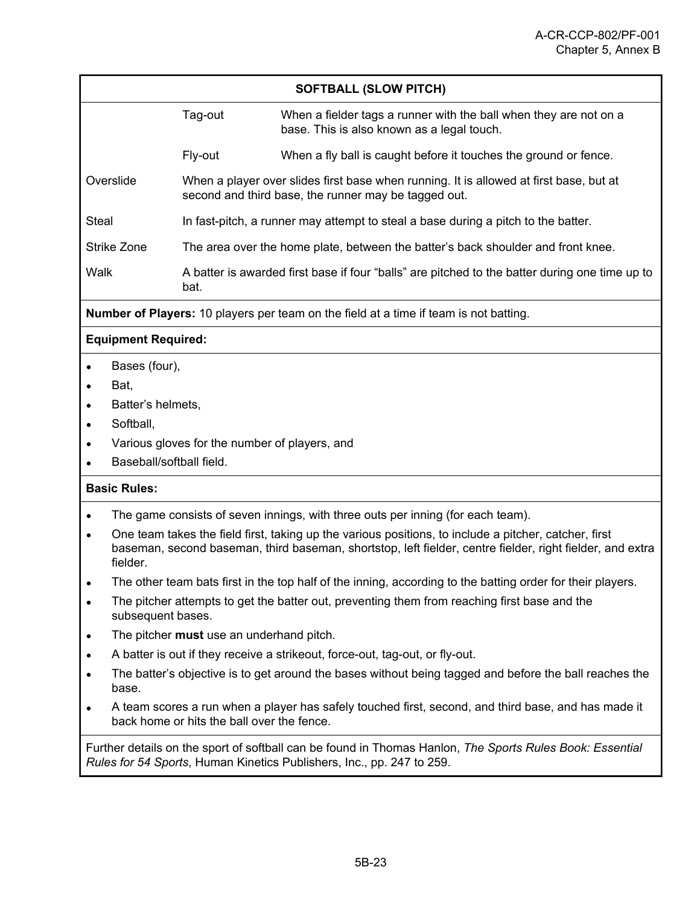| SOFTBALL (SLOW PITCH) | | |
|---|---|---|
| | Tag-out | When a fielder tags a runner with the ball when they are not on a base. This is also known as a legal touch. |
| | Fly-out | When a fly ball is caught before it touches the ground or fence. |
| Overslide | When a player over slides first base when running. It is allowed at first base, but at second and third base, the runner may be tagged out. | |
| Steal | In fast-pitch, a runner may attempt to steal a base during a pitch to the batter. | |
| Strike Zone | The area over the home plate, between the batter's back shoulder and front knee. | |
| Walk | A batter is awarded first base if four "balls" are pitched to the batter during one time up to bat. | |

**Number of Players:** 10 players per team on the field at a time if team is not batting.

**Equipment Required:**

- Bases (four),
- Bat,
- Batter's helmets,
- Softball,
- Various gloves for the number of players, and
- Baseball/softball field.

**Basic Rules:**

- The game consists of seven innings, with three outs per inning (for each team).
- One team takes the field first, taking up the various positions, to include a pitcher, catcher, first baseman, second baseman, third baseman, shortstop, left fielder, centre fielder, right fielder, and extra fielder.
- The other team bats first in the top half of the inning, according to the batting order for their players.
- The pitcher attempts to get the batter out, preventing them from reaching first base and the subsequent bases.
- The pitcher **must** use an underhand pitch.
- A batter is out if they receive a strikeout, force-out, tag-out, or fly-out.
- The batter's objective is to get around the bases without being tagged and before the ball reaches the base.
- A team scores a run when a player has safely touched first, second, and third base, and has made it back home or hits the ball over the fence.

Further details on the sport of softball can be found in Thomas Hanlon, *The Sports Rules Book: Essential Rules for 54 Sports*, Human Kinetics Publishers, Inc., pp. 247 to 259.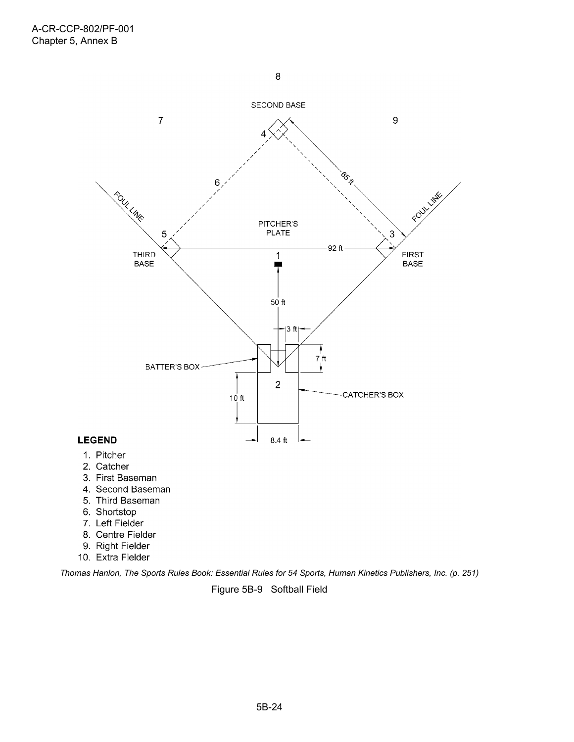8

SECOND BASE

7

9

4

65 ft

6

FOUL LINE

FOUL LINE

PITCHER'S PLATE

5

3

92 ft

THIRD BASE

1

FIRST BASE

50 ft

3 ft

7 ft

BATTER'S BOX

2

10 ft

CATCHER'S BOX

8.4 ft

**LEGEND**

1. Pitcher
2. Catcher
3. First Baseman
4. Second Baseman
5. Third Baseman
6. Shortstop
7. Left Fielder
8. Centre Fielder
9. Right Fielder
10. Extra Fielder

*Thomas Hanlon, The Sports Rules Book: Essential Rules for 54 Sports, Human Kinetics Publishers, Inc. (p. 251)*

Figure 5B-9 Softball Field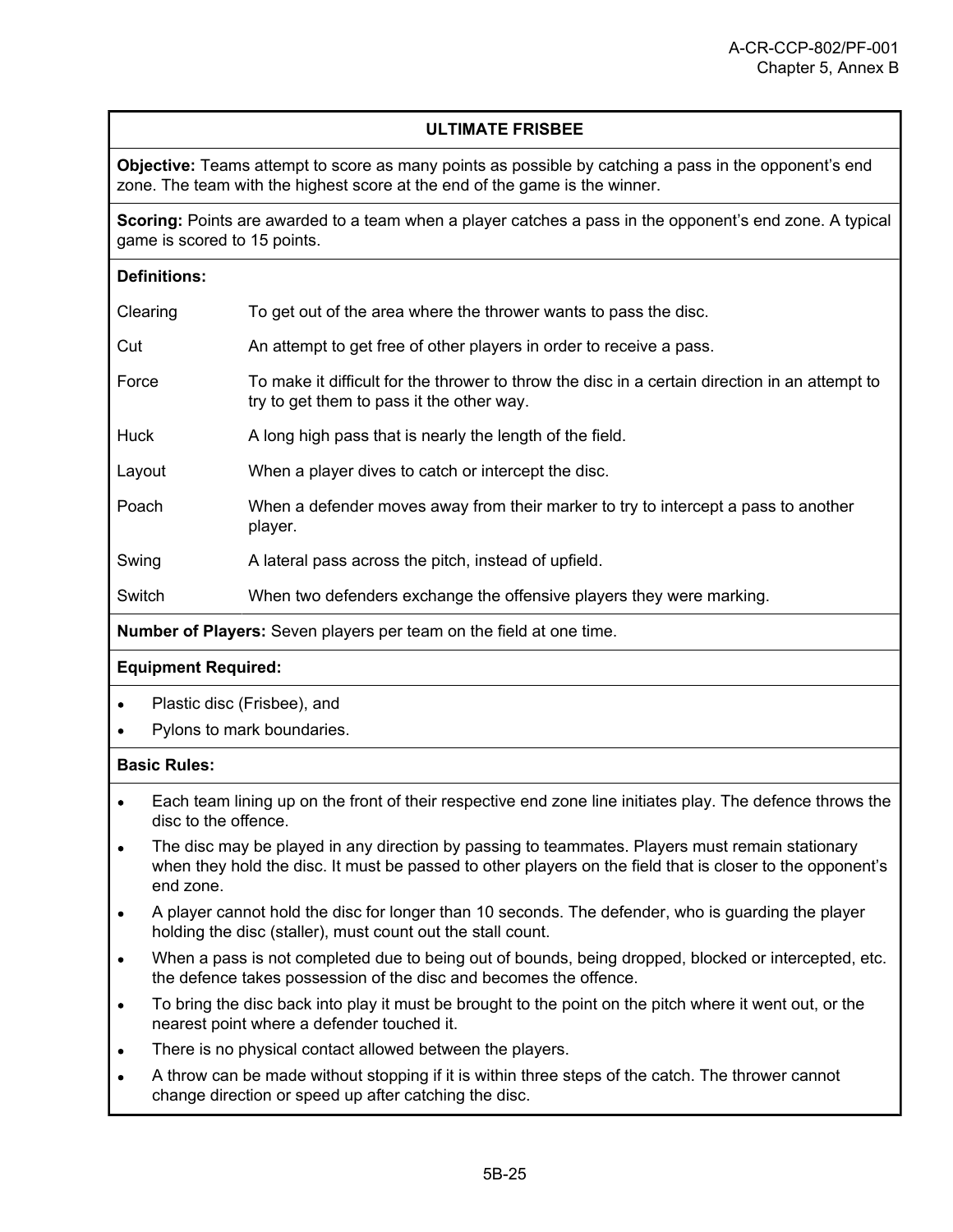## ULTIMATE FRISBEE

**Objective:** Teams attempt to score as many points as possible by catching a pass in the opponent's end zone. The team with the highest score at the end of the game is the winner.

**Scoring:** Points are awarded to a team when a player catches a pass in the opponent's end zone. A typical game is scored to 15 points.

**Definitions:**

| | |
|---|---|
| Clearing | To get out of the area where the thrower wants to pass the disc. |
| Cut | An attempt to get free of other players in order to receive a pass. |
| Force | To make it difficult for the thrower to throw the disc in a certain direction in an attempt to try to get them to pass it the other way. |
| Huck | A long high pass that is nearly the length of the field. |
| Layout | When a player dives to catch or intercept the disc. |
| Poach | When a defender moves away from their marker to try to intercept a pass to another player. |
| Swing | A lateral pass across the pitch, instead of upfield. |
| Switch | When two defenders exchange the offensive players they were marking. |

**Number of Players:** Seven players per team on the field at one time.

**Equipment Required:**

- Plastic disc (Frisbee), and
- Pylons to mark boundaries.

**Basic Rules:**

- Each team lining up on the front of their respective end zone line initiates play. The defence throws the disc to the offence.
- The disc may be played in any direction by passing to teammates. Players must remain stationary when they hold the disc. It must be passed to other players on the field that is closer to the opponent's end zone.
- A player cannot hold the disc for longer than 10 seconds. The defender, who is guarding the player holding the disc (staller), must count out the stall count.
- When a pass is not completed due to being out of bounds, being dropped, blocked or intercepted, etc. the defence takes possession of the disc and becomes the offence.
- To bring the disc back into play it must be brought to the point on the pitch where it went out, or the nearest point where a defender touched it.
- There is no physical contact allowed between the players.
- A throw can be made without stopping if it is within three steps of the catch. The thrower cannot change direction or speed up after catching the disc.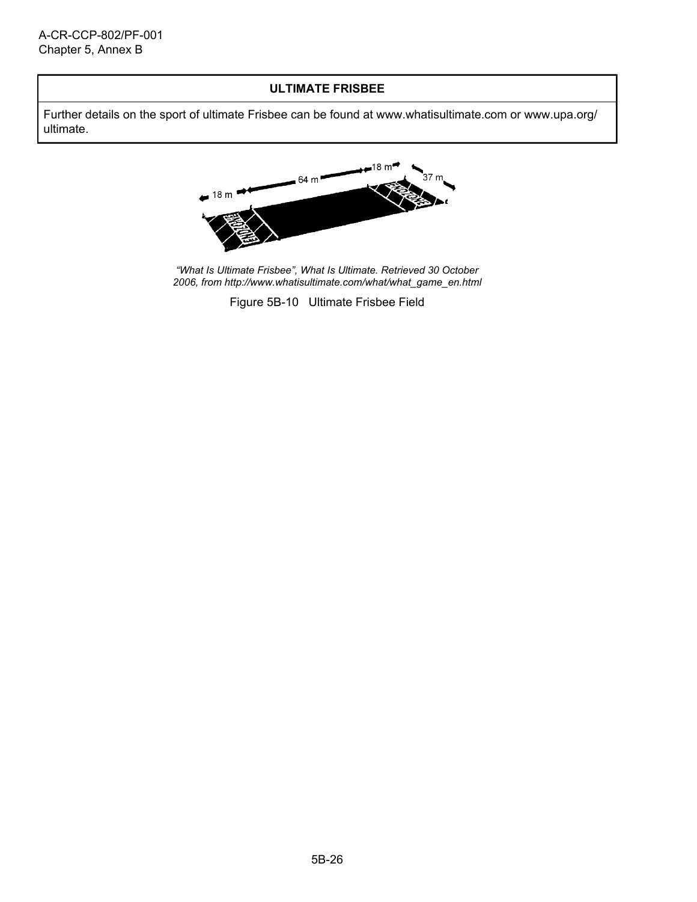| ULTIMATE FRISBEE |
| --- |
| Further details on the sport of ultimate Frisbee can be found at www.whatisultimate.com or www.upa.org/ultimate. |

*"What Is Ultimate Frisbee", What Is Ultimate. Retrieved 30 October 2006, from http://www.whatisultimate.com/what/what_game_en.html*

Figure 5B-10 Ultimate Frisbee Field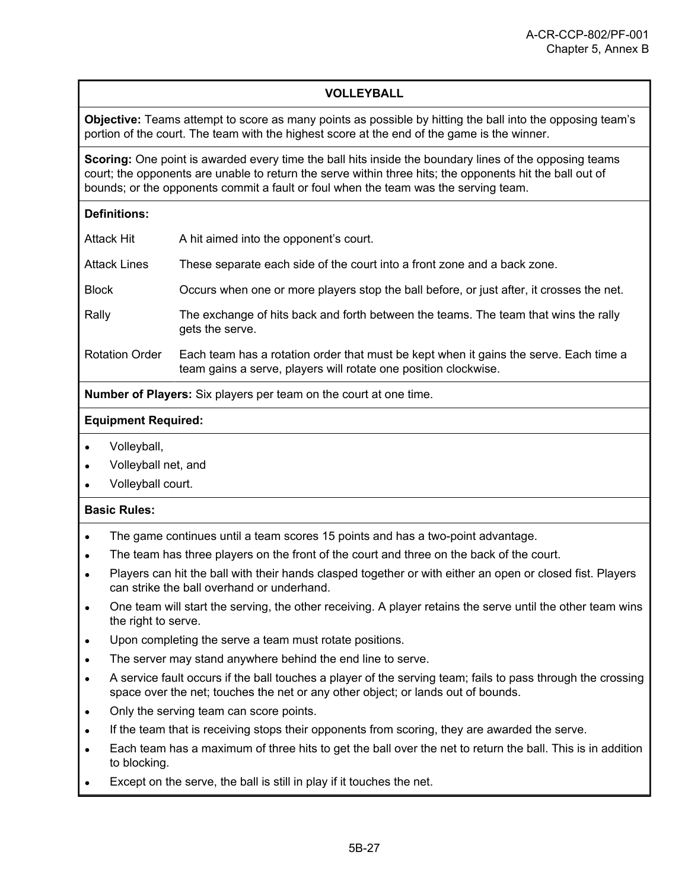## VOLLEYBALL

**Objective:** Teams attempt to score as many points as possible by hitting the ball into the opposing team's portion of the court. The team with the highest score at the end of the game is the winner.

**Scoring:** One point is awarded every time the ball hits inside the boundary lines of the opposing teams court; the opponents are unable to return the serve within three hits; the opponents hit the ball out of bounds; or the opponents commit a fault or foul when the team was the serving team.

**Definitions:**

| | |
|---|---|
| Attack Hit | A hit aimed into the opponent's court. |
| Attack Lines | These separate each side of the court into a front zone and a back zone. |
| Block | Occurs when one or more players stop the ball before, or just after, it crosses the net. |
| Rally | The exchange of hits back and forth between the teams. The team that wins the rally gets the serve. |
| Rotation Order | Each team has a rotation order that must be kept when it gains the serve. Each time a team gains a serve, players will rotate one position clockwise. |

**Number of Players:** Six players per team on the court at one time.

**Equipment Required:**

- Volleyball,
- Volleyball net, and
- Volleyball court.

**Basic Rules:**

- The game continues until a team scores 15 points and has a two-point advantage.
- The team has three players on the front of the court and three on the back of the court.
- Players can hit the ball with their hands clasped together or with either an open or closed fist. Players can strike the ball overhand or underhand.
- One team will start the serving, the other receiving. A player retains the serve until the other team wins the right to serve.
- Upon completing the serve a team must rotate positions.
- The server may stand anywhere behind the end line to serve.
- A service fault occurs if the ball touches a player of the serving team; fails to pass through the crossing space over the net; touches the net or any other object; or lands out of bounds.
- Only the serving team can score points.
- If the team that is receiving stops their opponents from scoring, they are awarded the serve.
- Each team has a maximum of three hits to get the ball over the net to return the ball. This is in addition to blocking.
- Except on the serve, the ball is still in play if it touches the net.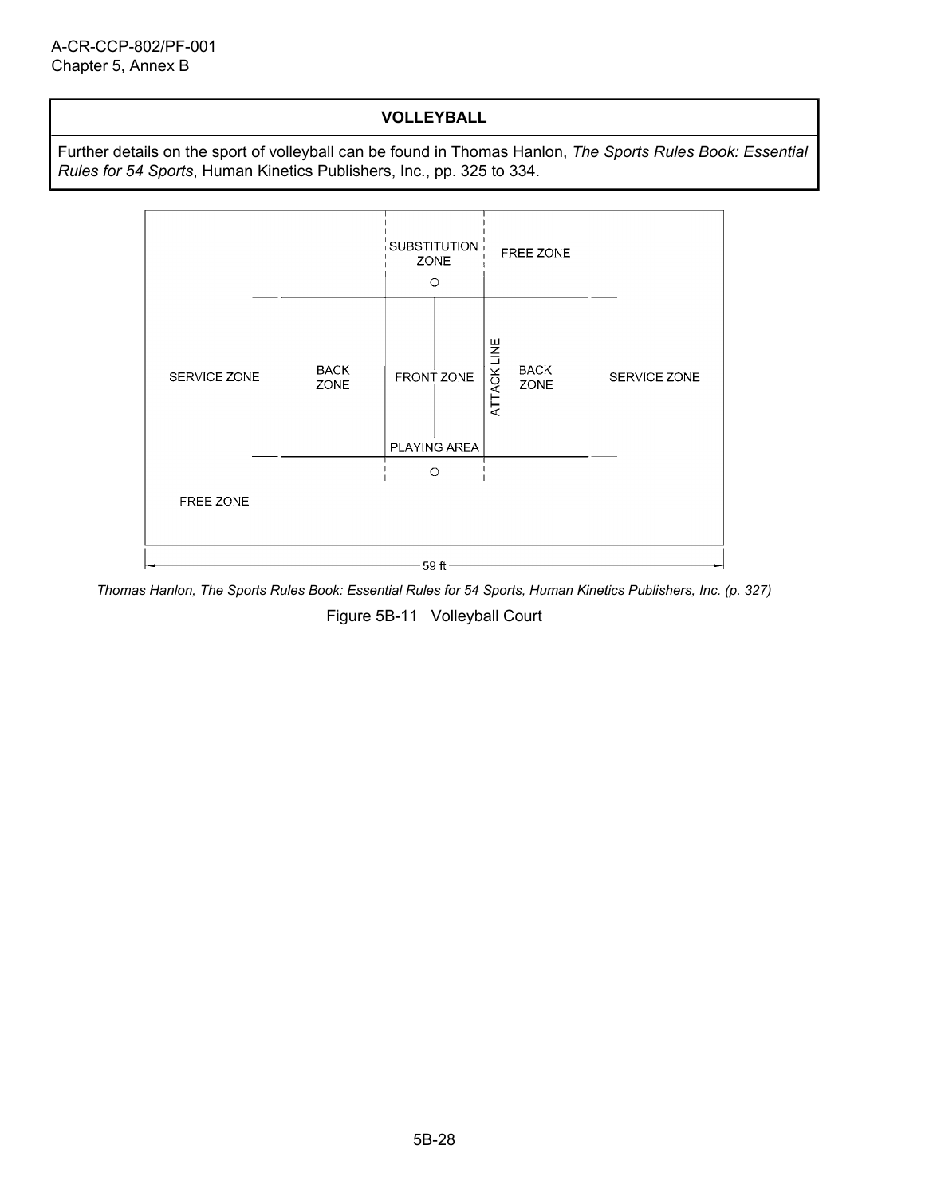| VOLLEYBALL |
| --- |
| Further details on the sport of volleyball can be found in Thomas Hanlon, *The Sports Rules Book: Essential Rules for 54 Sports*, Human Kinetics Publishers, Inc., pp. 325 to 334. |

SUBSTITUTION ZONE

FREE ZONE

SERVICE ZONE

BACK ZONE

FRONT ZONE

ATTACK LINE

BACK ZONE

SERVICE ZONE

PLAYING AREA

FREE ZONE

59 ft

*Thomas Hanlon, The Sports Rules Book: Essential Rules for 54 Sports, Human Kinetics Publishers, Inc. (p. 327)*

Figure 5B-11 Volleyball Court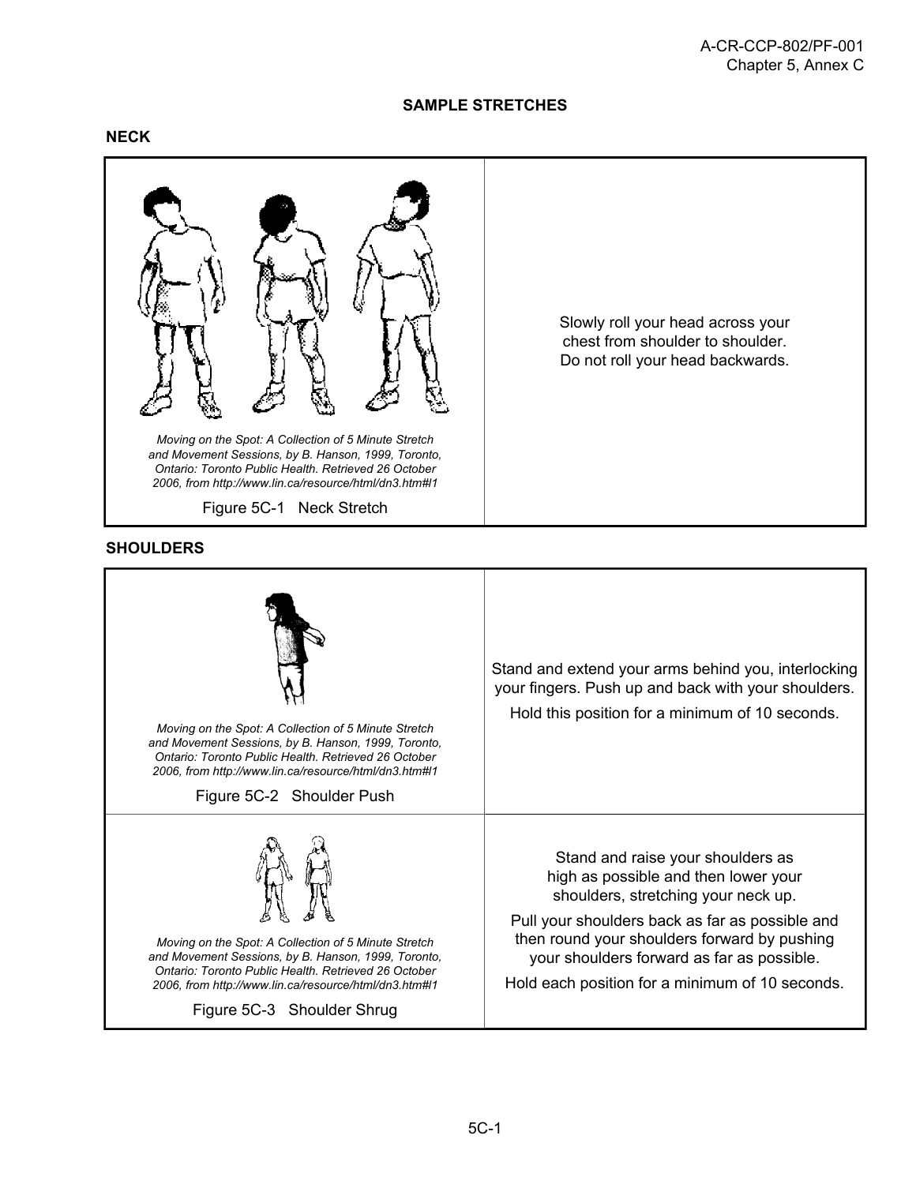# SAMPLE STRETCHES

## NECK

| | |
|---|---|
| *Moving on the Spot: A Collection of 5 Minute Stretch and Movement Sessions, by B. Hanson, 1999, Toronto, Ontario: Toronto Public Health. Retrieved 26 October 2006, from http://www.lin.ca/resource/html/dn3.htm#l1*<br><br>Figure 5C-1 Neck Stretch | Slowly roll your head across your chest from shoulder to shoulder. Do not roll your head backwards. |

## SHOULDERS

| | |
|---|---|
| *Moving on the Spot: A Collection of 5 Minute Stretch and Movement Sessions, by B. Hanson, 1999, Toronto, Ontario: Toronto Public Health. Retrieved 26 October 2006, from http://www.lin.ca/resource/html/dn3.htm#l1*<br><br>Figure 5C-2 Shoulder Push | Stand and extend your arms behind you, interlocking your fingers. Push up and back with your shoulders.<br><br>Hold this position for a minimum of 10 seconds. |
| *Moving on the Spot: A Collection of 5 Minute Stretch and Movement Sessions, by B. Hanson, 1999, Toronto, Ontario: Toronto Public Health. Retrieved 26 October 2006, from http://www.lin.ca/resource/html/dn3.htm#l1*<br><br>Figure 5C-3 Shoulder Shrug | Stand and raise your shoulders as high as possible and then lower your shoulders, stretching your neck up.<br><br>Pull your shoulders back as far as possible and then round your shoulders forward by pushing your shoulders forward as far as possible.<br><br>Hold each position for a minimum of 10 seconds. |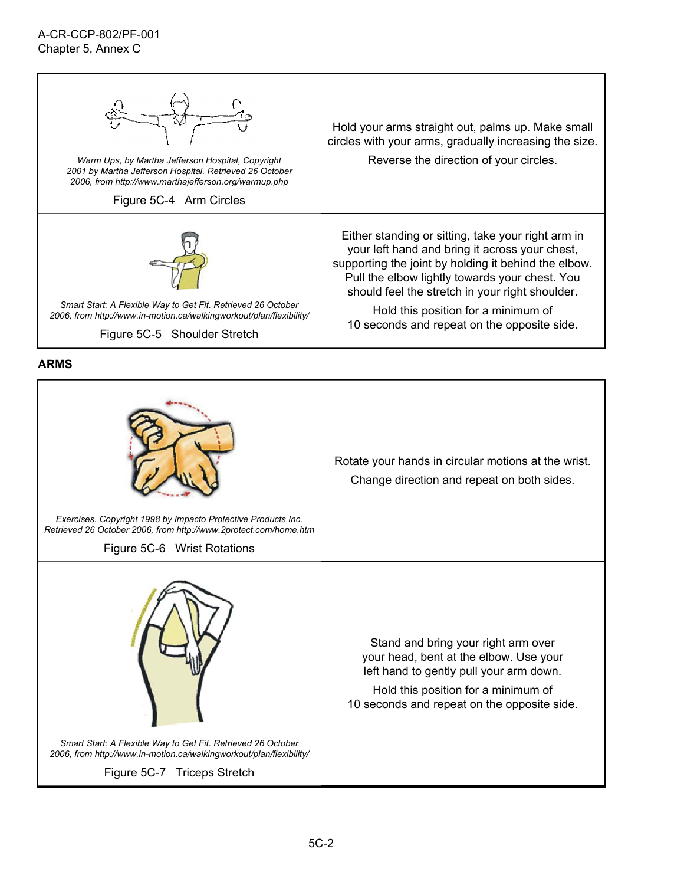| | |
|---|---|
| *Warm Ups, by Martha Jefferson Hospital, Copyright 2001 by Martha Jefferson Hospital. Retrieved 26 October 2006, from http://www.marthajefferson.org/warmup.php*<br><br>Figure 5C-4 Arm Circles | Hold your arms straight out, palms up. Make small circles with your arms, gradually increasing the size.<br><br>Reverse the direction of your circles. |
| *Smart Start: A Flexible Way to Get Fit. Retrieved 26 October 2006, from http://www.in-motion.ca/walkingworkout/plan/flexibility/*<br><br>Figure 5C-5 Shoulder Stretch | Either standing or sitting, take your right arm in your left hand and bring it across your chest, supporting the joint by holding it behind the elbow. Pull the elbow lightly towards your chest. You should feel the stretch in your right shoulder.<br><br>Hold this position for a minimum of 10 seconds and repeat on the opposite side. |

**ARMS**

| | |
|---|---|
| *Exercises. Copyright 1998 by Impacto Protective Products Inc. Retrieved 26 October 2006, from http://www.2protect.com/home.htm*<br><br>Figure 5C-6 Wrist Rotations | Rotate your hands in circular motions at the wrist.<br><br>Change direction and repeat on both sides. |
| *Smart Start: A Flexible Way to Get Fit. Retrieved 26 October 2006, from http://www.in-motion.ca/walkingworkout/plan/flexibility/*<br><br>Figure 5C-7 Triceps Stretch | Stand and bring your right arm over your head, bent at the elbow. Use your left hand to gently pull your arm down.<br><br>Hold this position for a minimum of 10 seconds and repeat on the opposite side. |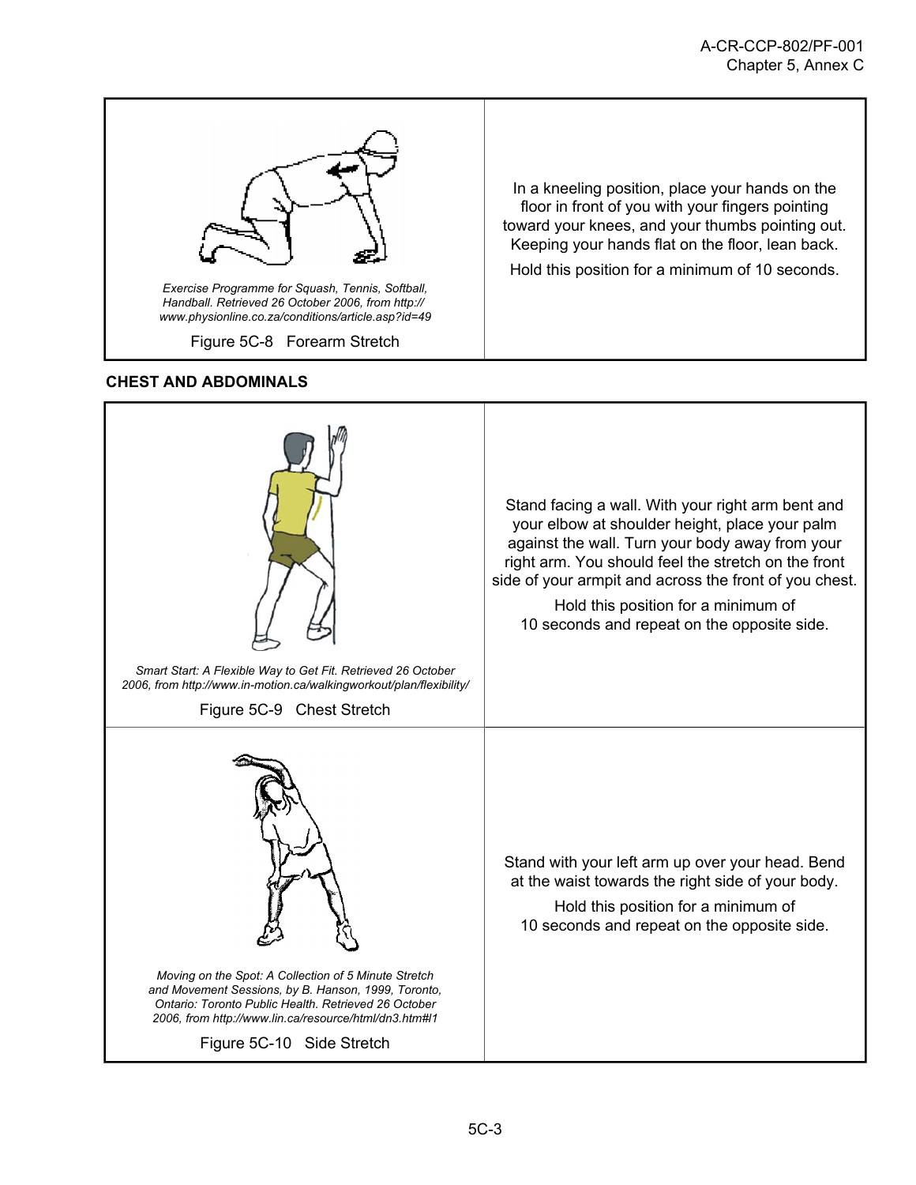| | |
|---|---|
| *Exercise Programme for Squash, Tennis, Softball, Handball. Retrieved 26 October 2006, from http:// www.physionline.co.za/conditions/article.asp?id=49*<br><br>Figure 5C-8 Forearm Stretch | In a kneeling position, place your hands on the floor in front of you with your fingers pointing toward your knees, and your thumbs pointing out. Keeping your hands flat on the floor, lean back.<br><br>Hold this position for a minimum of 10 seconds. |

**CHEST AND ABDOMINALS**

| | |
|---|---|
| *Smart Start: A Flexible Way to Get Fit. Retrieved 26 October 2006, from http://www.in-motion.ca/walkingworkout/plan/flexibility/*<br><br>Figure 5C-9 Chest Stretch | Stand facing a wall. With your right arm bent and your elbow at shoulder height, place your palm against the wall. Turn your body away from your right arm. You should feel the stretch on the front side of your armpit and across the front of you chest.<br><br>Hold this position for a minimum of 10 seconds and repeat on the opposite side. |
| *Moving on the Spot: A Collection of 5 Minute Stretch and Movement Sessions, by B. Hanson, 1999, Toronto, Ontario: Toronto Public Health. Retrieved 26 October 2006, from http://www.lin.ca/resource/html/dn3.htm#l1*<br><br>Figure 5C-10 Side Stretch | Stand with your left arm up over your head. Bend at the waist towards the right side of your body.<br><br>Hold this position for a minimum of 10 seconds and repeat on the opposite side. |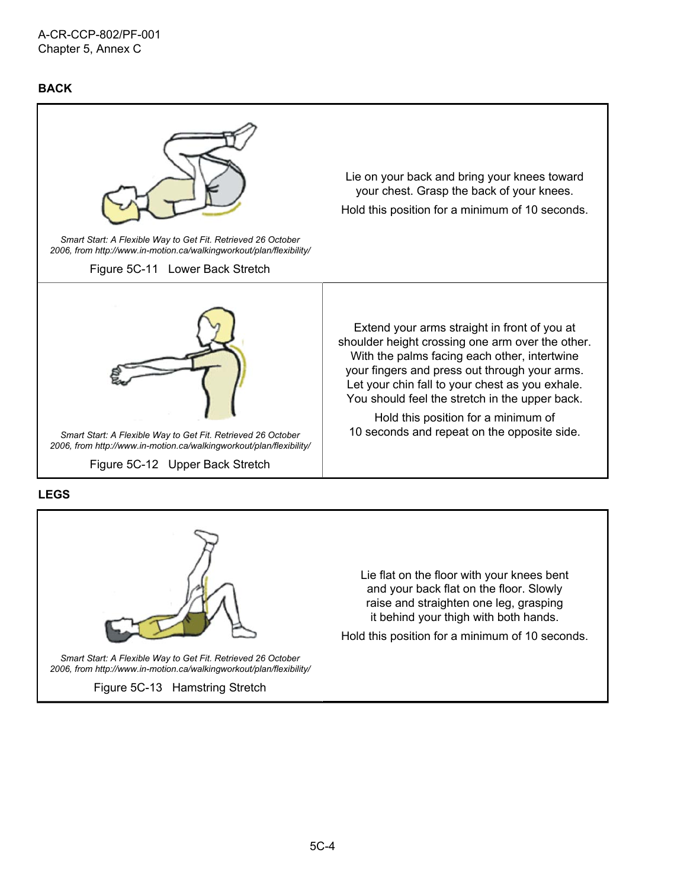## BACK

| | |
|---|---|
| *Smart Start: A Flexible Way to Get Fit. Retrieved 26 October 2006, from http://www.in-motion.ca/walkingworkout/plan/flexibility/*<br><br>Figure 5C-11 Lower Back Stretch | Lie on your back and bring your knees toward your chest. Grasp the back of your knees.<br><br>Hold this position for a minimum of 10 seconds. |
| *Smart Start: A Flexible Way to Get Fit. Retrieved 26 October 2006, from http://www.in-motion.ca/walkingworkout/plan/flexibility/*<br><br>Figure 5C-12 Upper Back Stretch | Extend your arms straight in front of you at shoulder height crossing one arm over the other. With the palms facing each other, intertwine your fingers and press out through your arms. Let your chin fall to your chest as you exhale. You should feel the stretch in the upper back.<br><br>Hold this position for a minimum of 10 seconds and repeat on the opposite side. |

## LEGS

| | |
|---|---|
| *Smart Start: A Flexible Way to Get Fit. Retrieved 26 October 2006, from http://www.in-motion.ca/walkingworkout/plan/flexibility/*<br><br>Figure 5C-13 Hamstring Stretch | Lie flat on the floor with your knees bent and your back flat on the floor. Slowly raise and straighten one leg, grasping it behind your thigh with both hands.<br><br>Hold this position for a minimum of 10 seconds. |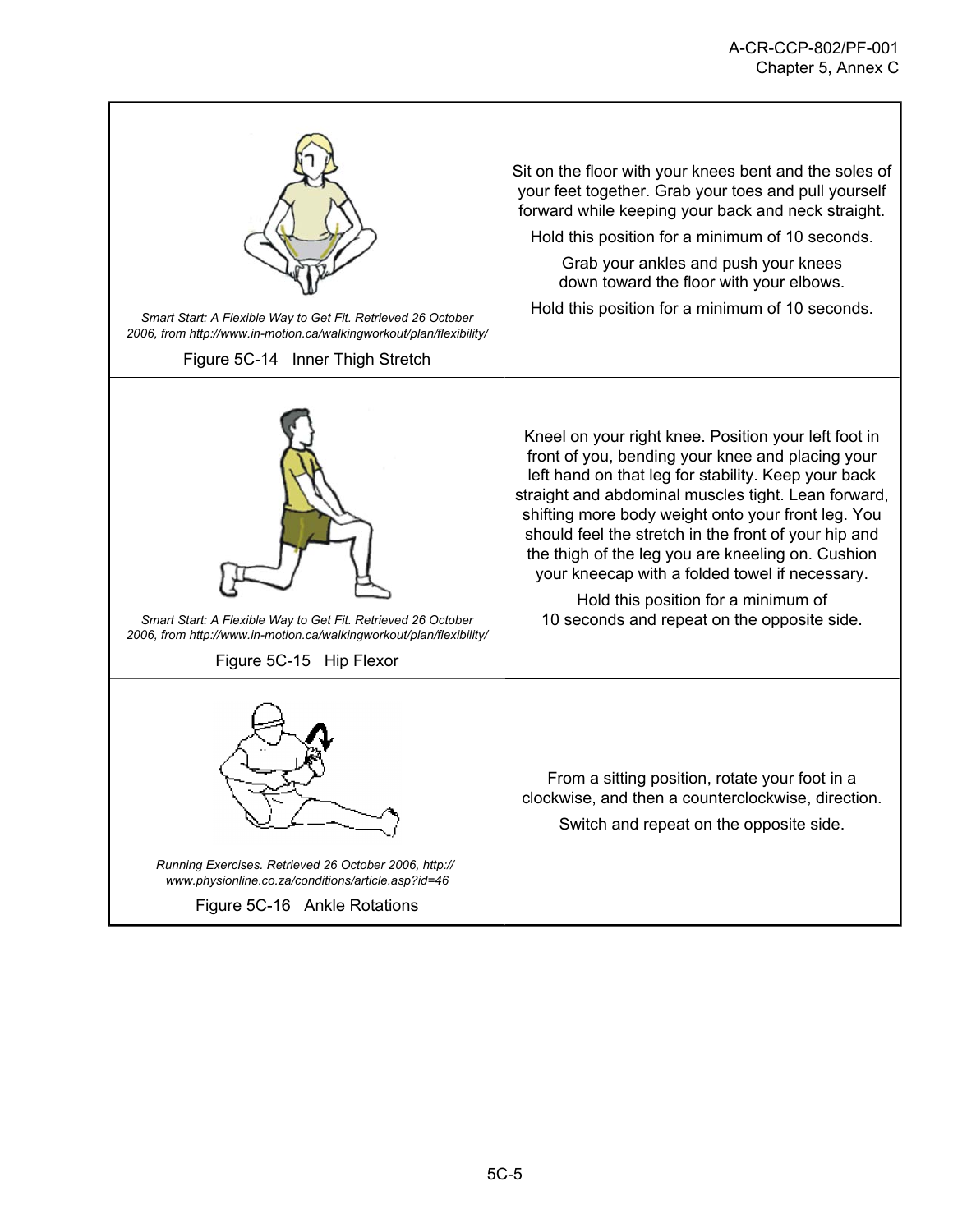| | |
|---|---|
| *Smart Start: A Flexible Way to Get Fit. Retrieved 26 October 2006, from http://www.in-motion.ca/walkingworkout/plan/flexibility/*<br><br>Figure 5C-14 Inner Thigh Stretch | Sit on the floor with your knees bent and the soles of your feet together. Grab your toes and pull yourself forward while keeping your back and neck straight.<br><br>Hold this position for a minimum of 10 seconds.<br><br>Grab your ankles and push your knees down toward the floor with your elbows.<br><br>Hold this position for a minimum of 10 seconds. |
| *Smart Start: A Flexible Way to Get Fit. Retrieved 26 October 2006, from http://www.in-motion.ca/walkingworkout/plan/flexibility/*<br><br>Figure 5C-15 Hip Flexor | Kneel on your right knee. Position your left foot in front of you, bending your knee and placing your left hand on that leg for stability. Keep your back straight and abdominal muscles tight. Lean forward, shifting more body weight onto your front leg. You should feel the stretch in the front of your hip and the thigh of the leg you are kneeling on. Cushion your kneecap with a folded towel if necessary.<br><br>Hold this position for a minimum of 10 seconds and repeat on the opposite side. |
| *Running Exercises. Retrieved 26 October 2006, http://www.physionline.co.za/conditions/article.asp?id=46*<br><br>Figure 5C-16 Ankle Rotations | From a sitting position, rotate your foot in a clockwise, and then a counterclockwise, direction.<br><br>Switch and repeat on the opposite side. |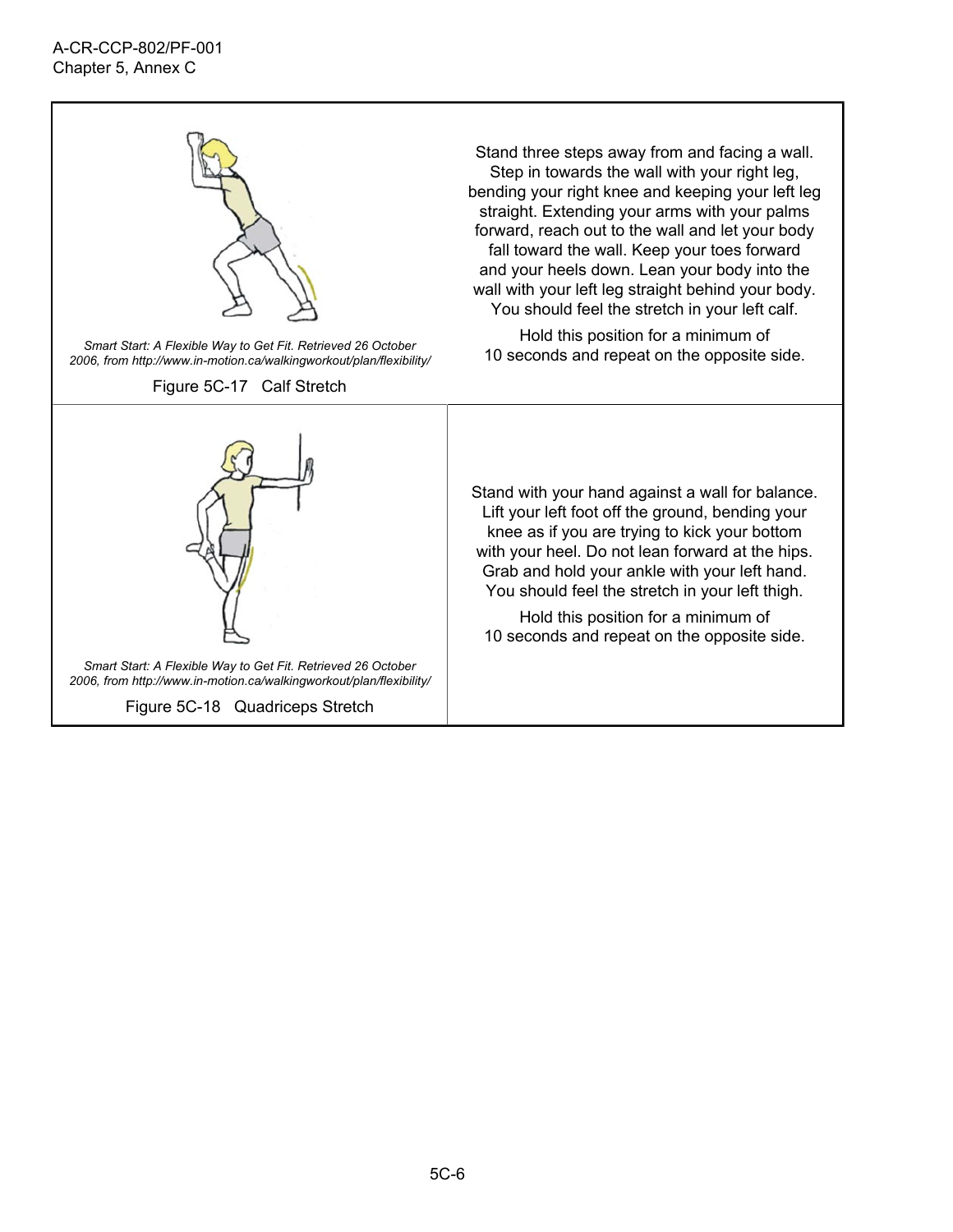| | |
|---|---|
| *Smart Start: A Flexible Way to Get Fit. Retrieved 26 October 2006, from http://www.in-motion.ca/walkingworkout/plan/flexibility/*<br><br>Figure 5C-17 Calf Stretch | Stand three steps away from and facing a wall. Step in towards the wall with your right leg, bending your right knee and keeping your left leg straight. Extending your arms with your palms forward, reach out to the wall and let your body fall toward the wall. Keep your toes forward and your heels down. Lean your body into the wall with your left leg straight behind your body. You should feel the stretch in your left calf.<br><br>Hold this position for a minimum of 10 seconds and repeat on the opposite side. |
| *Smart Start: A Flexible Way to Get Fit. Retrieved 26 October 2006, from http://www.in-motion.ca/walkingworkout/plan/flexibility/*<br><br>Figure 5C-18 Quadriceps Stretch | Stand with your hand against a wall for balance. Lift your left foot off the ground, bending your knee as if you are trying to kick your bottom with your heel. Do not lean forward at the hips. Grab and hold your ankle with your left hand. You should feel the stretch in your left thigh.<br><br>Hold this position for a minimum of 10 seconds and repeat on the opposite side. |